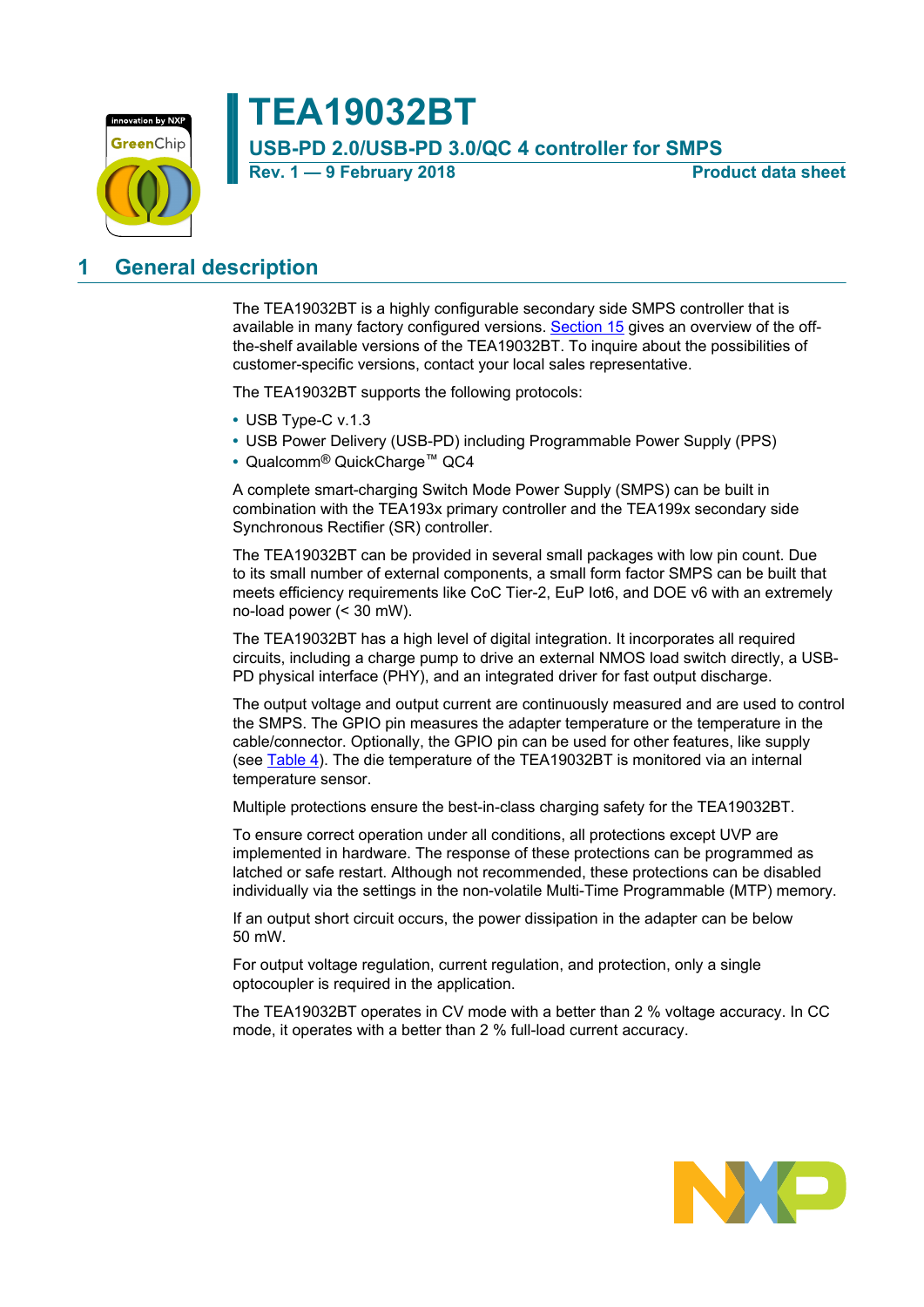# TEA19032BT

## USB-PD 2.0/USB-PD 3.0/QC 4 controller for SMPS

**Rev. 1 — 9 February 2018** **Product data sheet**

## 1 General description

The TEA19032BT is a highly configurable secondary side SMPS controller that is available in many factory configured versions. Section 15 gives an overview of the off-the-shelf available versions of the TEA19032BT. To inquire about the possibilities of customer-specific versions, contact your local sales representative.

The TEA19032BT supports the following protocols:

- USB Type-C v.1.3
- USB Power Delivery (USB-PD) including Programmable Power Supply (PPS)
- Qualcomm® QuickCharge™ QC4

A complete smart-charging Switch Mode Power Supply (SMPS) can be built in combination with the TEA193x primary controller and the TEA199x secondary side Synchronous Rectifier (SR) controller.

The TEA19032BT can be provided in several small packages with low pin count. Due to its small number of external components, a small form factor SMPS can be built that meets efficiency requirements like CoC Tier-2, EuP lot6, and DOE v6 with an extremely no-load power (< 30 mW).

The TEA19032BT has a high level of digital integration. It incorporates all required circuits, including a charge pump to drive an external NMOS load switch directly, a USB-PD physical interface (PHY), and an integrated driver for fast output discharge.

The output voltage and output current are continuously measured and are used to control the SMPS. The GPIO pin measures the adapter temperature or the temperature in the cable/connector. Optionally, the GPIO pin can be used for other features, like supply (see Table 4). The die temperature of the TEA19032BT is monitored via an internal temperature sensor.

Multiple protections ensure the best-in-class charging safety for the TEA19032BT.

To ensure correct operation under all conditions, all protections except UVP are implemented in hardware. The response of these protections can be programmed as latched or safe restart. Although not recommended, these protections can be disabled individually via the settings in the non-volatile Multi-Time Programmable (MTP) memory.

If an output short circuit occurs, the power dissipation in the adapter can be below 50 mW.

For output voltage regulation, current regulation, and protection, only a single optocoupler is required in the application.

The TEA19032BT operates in CV mode with a better than 2 % voltage accuracy. In CC mode, it operates with a better than 2 % full-load current accuracy.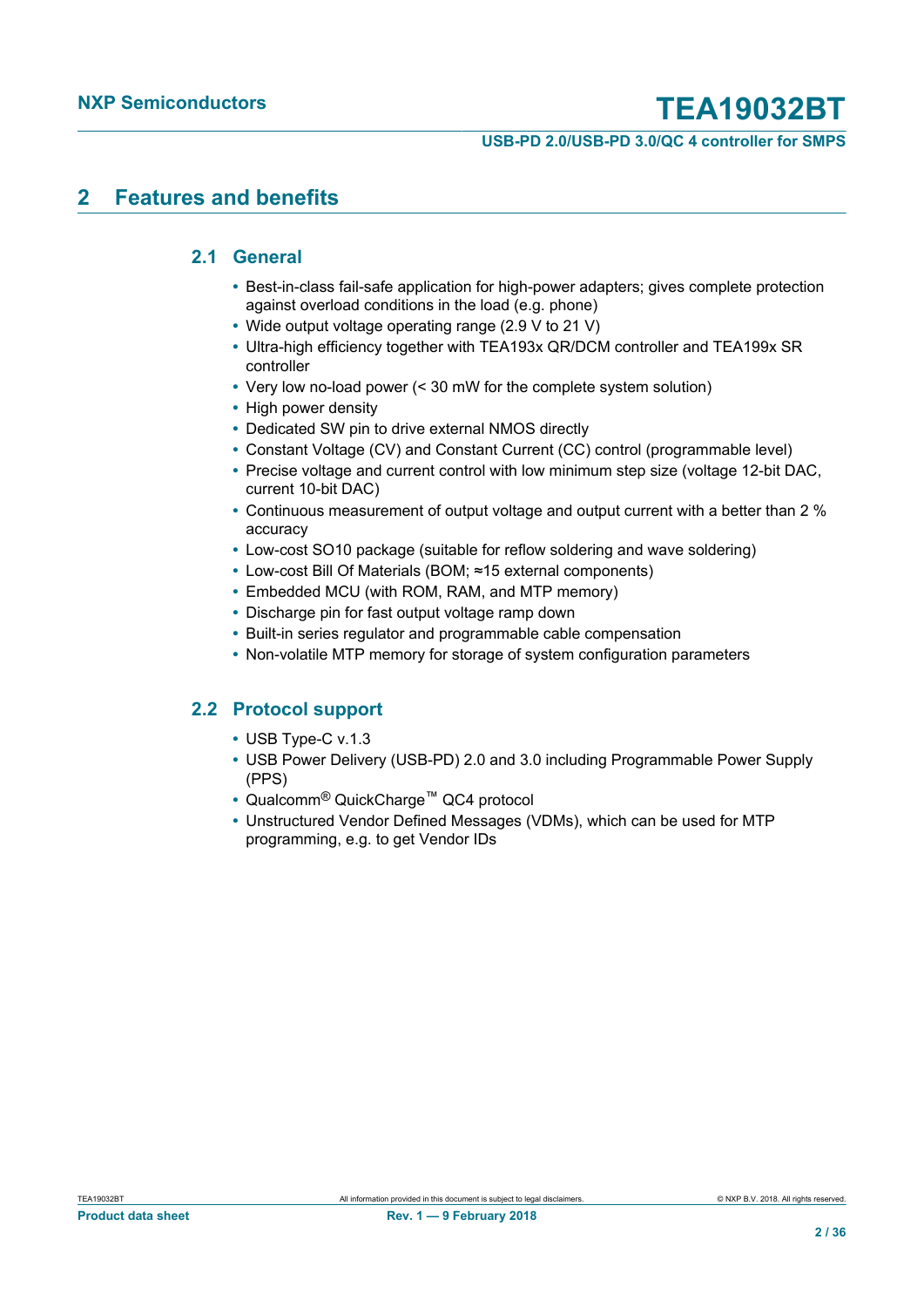## 2 Features and benefits

### 2.1 General

- Best-in-class fail-safe application for high-power adapters; gives complete protection against overload conditions in the load (e.g. phone)
- Wide output voltage operating range (2.9 V to 21 V)
- Ultra-high efficiency together with TEA193x QR/DCM controller and TEA199x SR controller
- Very low no-load power (< 30 mW for the complete system solution)
- High power density
- Dedicated SW pin to drive external NMOS directly
- Constant Voltage (CV) and Constant Current (CC) control (programmable level)
- Precise voltage and current control with low minimum step size (voltage 12-bit DAC, current 10-bit DAC)
- Continuous measurement of output voltage and output current with a better than 2 % accuracy
- Low-cost SO10 package (suitable for reflow soldering and wave soldering)
- Low-cost Bill Of Materials (BOM; ≈15 external components)
- Embedded MCU (with ROM, RAM, and MTP memory)
- Discharge pin for fast output voltage ramp down
- Built-in series regulator and programmable cable compensation
- Non-volatile MTP memory for storage of system configuration parameters

### 2.2 Protocol support

- USB Type-C v.1.3
- USB Power Delivery (USB-PD) 2.0 and 3.0 including Programmable Power Supply (PPS)
- Qualcomm® QuickCharge™ QC4 protocol
- Unstructured Vendor Defined Messages (VDMs), which can be used for MTP programming, e.g. to get Vendor IDs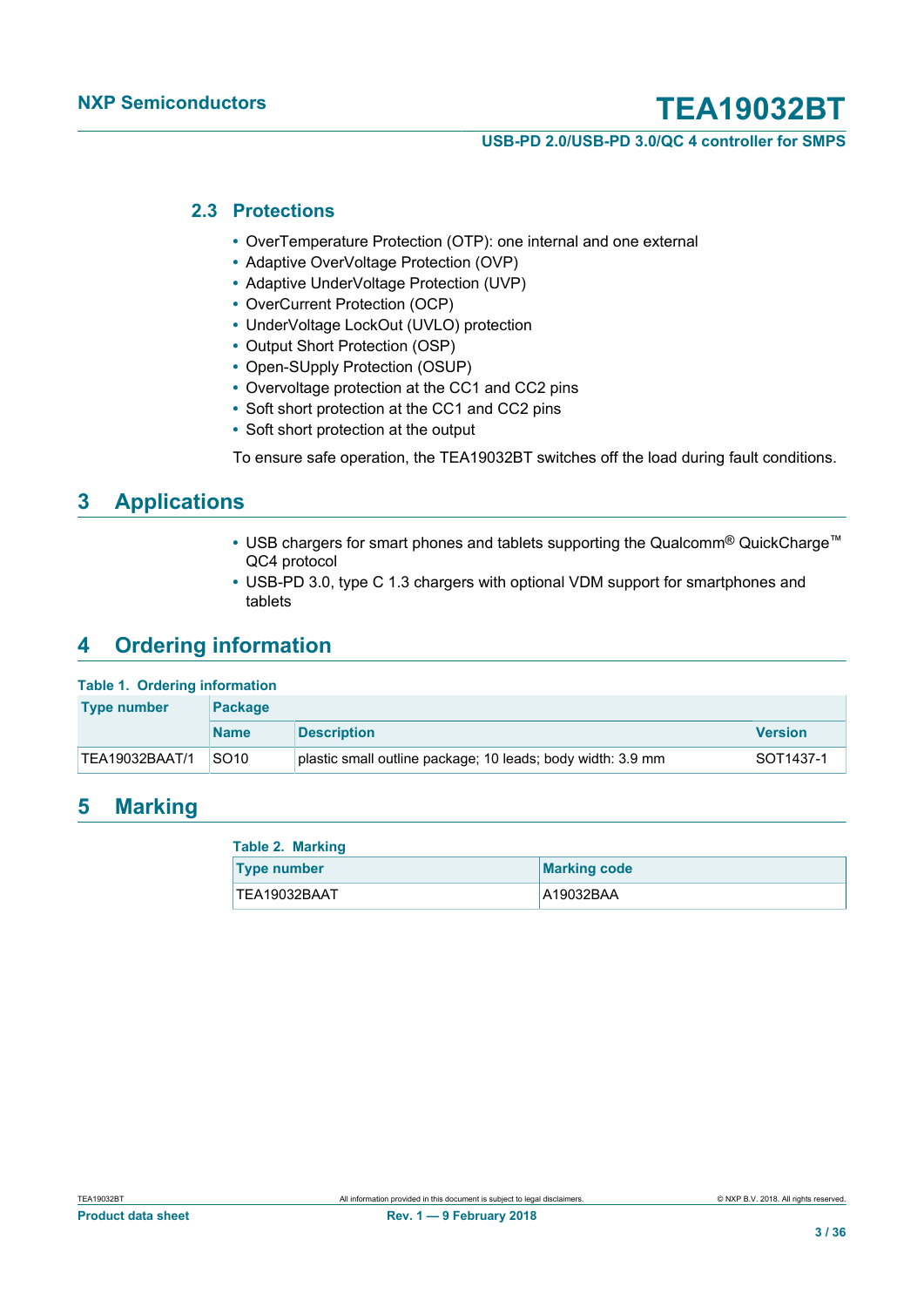### 2.3 Protections

- OverTemperature Protection (OTP): one internal and one external
- Adaptive OverVoltage Protection (OVP)
- Adaptive UnderVoltage Protection (UVP)
- OverCurrent Protection (OCP)
- UnderVoltage LockOut (UVLO) protection
- Output Short Protection (OSP)
- Open-SUpply Protection (OSUP)
- Overvoltage protection at the CC1 and CC2 pins
- Soft short protection at the CC1 and CC2 pins
- Soft short protection at the output

To ensure safe operation, the TEA19032BT switches off the load during fault conditions.

## 3 Applications

- USB chargers for smart phones and tablets supporting the Qualcomm® QuickCharge™ QC4 protocol
- USB-PD 3.0, type C 1.3 chargers with optional VDM support for smartphones and tablets

## 4 Ordering information

**Table 1. Ordering information**

| Type number | Package | | |
|---|---|---|---|
| | Name | Description | Version |
| TEA19032BAAT/1 | SO10 | plastic small outline package; 10 leads; body width: 3.9 mm | SOT1437-1 |

## 5 Marking

**Table 2. Marking**

| Type number | Marking code |
|---|---|
| TEA19032BAAT | A19032BAA |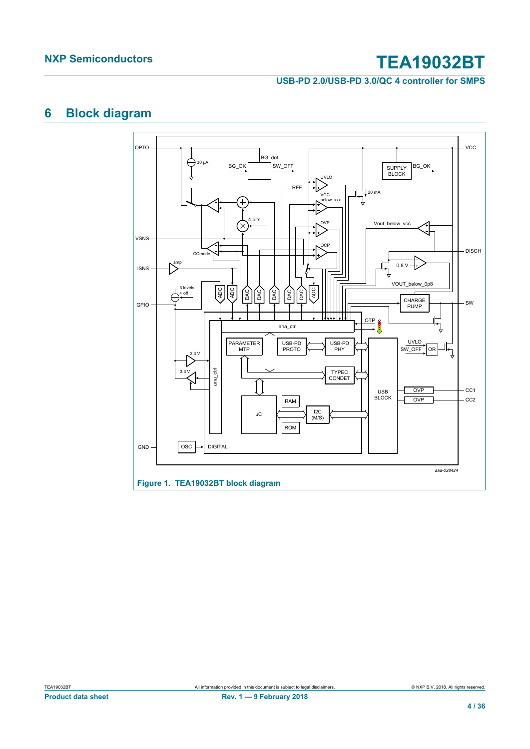## 6 Block diagram

Figure 1. TEA19032BT block diagram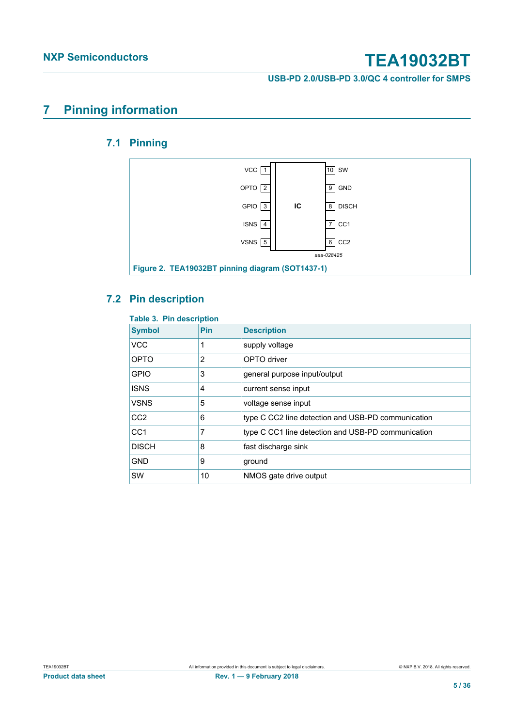# 7 Pinning information

## 7.1 Pinning

| | | | |
|---|---|---|---|
| VCC | 1 | 10 | SW |
| OPTO | 2 | 9 | GND |
| GPIO | 3 | 8 | DISCH |
| ISNS | 4 | 7 | CC1 |
| VSNS | 5 | 6 | CC2 |

IC

aaa-028425

**Figure 2. TEA19032BT pinning diagram (SOT1437-1)**

## 7.2 Pin description

**Table 3. Pin description**

| Symbol | Pin | Description |
|---|---|---|
| VCC | 1 | supply voltage |
| OPTO | 2 | OPTO driver |
| GPIO | 3 | general purpose input/output |
| ISNS | 4 | current sense input |
| VSNS | 5 | voltage sense input |
| CC2 | 6 | type C CC2 line detection and USB-PD communication |
| CC1 | 7 | type C CC1 line detection and USB-PD communication |
| DISCH | 8 | fast discharge sink |
| GND | 9 | ground |
| SW | 10 | NMOS gate drive output |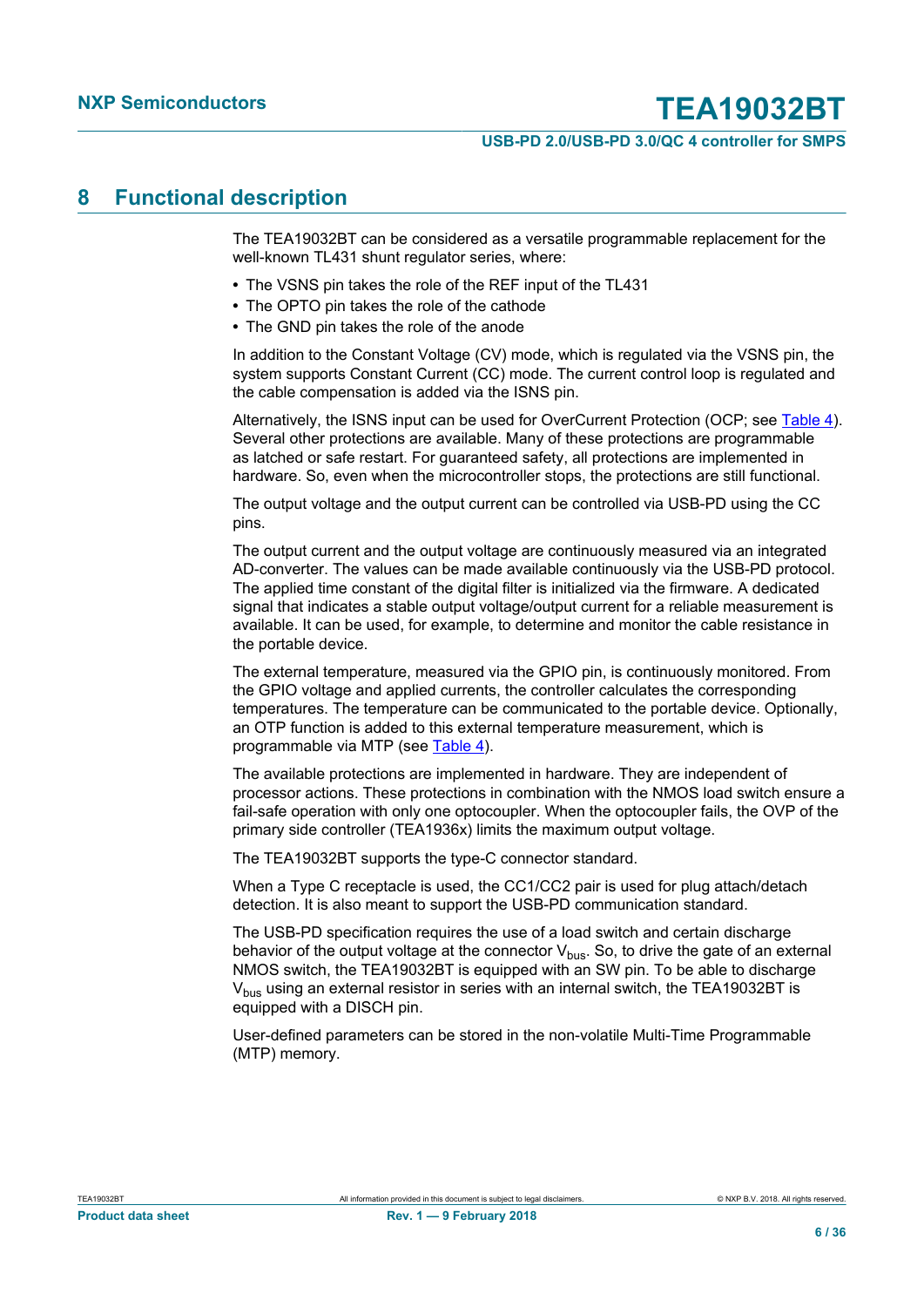# 8 Functional description

The TEA19032BT can be considered as a versatile programmable replacement for the well-known TL431 shunt regulator series, where:

- The VSNS pin takes the role of the REF input of the TL431
- The OPTO pin takes the role of the cathode
- The GND pin takes the role of the anode

In addition to the Constant Voltage (CV) mode, which is regulated via the VSNS pin, the system supports Constant Current (CC) mode. The current control loop is regulated and the cable compensation is added via the ISNS pin.

Alternatively, the ISNS input can be used for OverCurrent Protection (OCP; see Table 4). Several other protections are available. Many of these protections are programmable as latched or safe restart. For guaranteed safety, all protections are implemented in hardware. So, even when the microcontroller stops, the protections are still functional.

The output voltage and the output current can be controlled via USB-PD using the CC pins.

The output current and the output voltage are continuously measured via an integrated AD-converter. The values can be made available continuously via the USB-PD protocol. The applied time constant of the digital filter is initialized via the firmware. A dedicated signal that indicates a stable output voltage/output current for a reliable measurement is available. It can be used, for example, to determine and monitor the cable resistance in the portable device.

The external temperature, measured via the GPIO pin, is continuously monitored. From the GPIO voltage and applied currents, the controller calculates the corresponding temperatures. The temperature can be communicated to the portable device. Optionally, an OTP function is added to this external temperature measurement, which is programmable via MTP (see Table 4).

The available protections are implemented in hardware. They are independent of processor actions. These protections in combination with the NMOS load switch ensure a fail-safe operation with only one optocoupler. When the optocoupler fails, the OVP of the primary side controller (TEA1936x) limits the maximum output voltage.

The TEA19032BT supports the type-C connector standard.

When a Type C receptacle is used, the CC1/CC2 pair is used for plug attach/detach detection. It is also meant to support the USB-PD communication standard.

The USB-PD specification requires the use of a load switch and certain discharge behavior of the output voltage at the connector $V_{bus}$. So, to drive the gate of an external NMOS switch, the TEA19032BT is equipped with an SW pin. To be able to discharge $V_{bus}$ using an external resistor in series with an internal switch, the TEA19032BT is equipped with a DISCH pin.

User-defined parameters can be stored in the non-volatile Multi-Time Programmable (MTP) memory.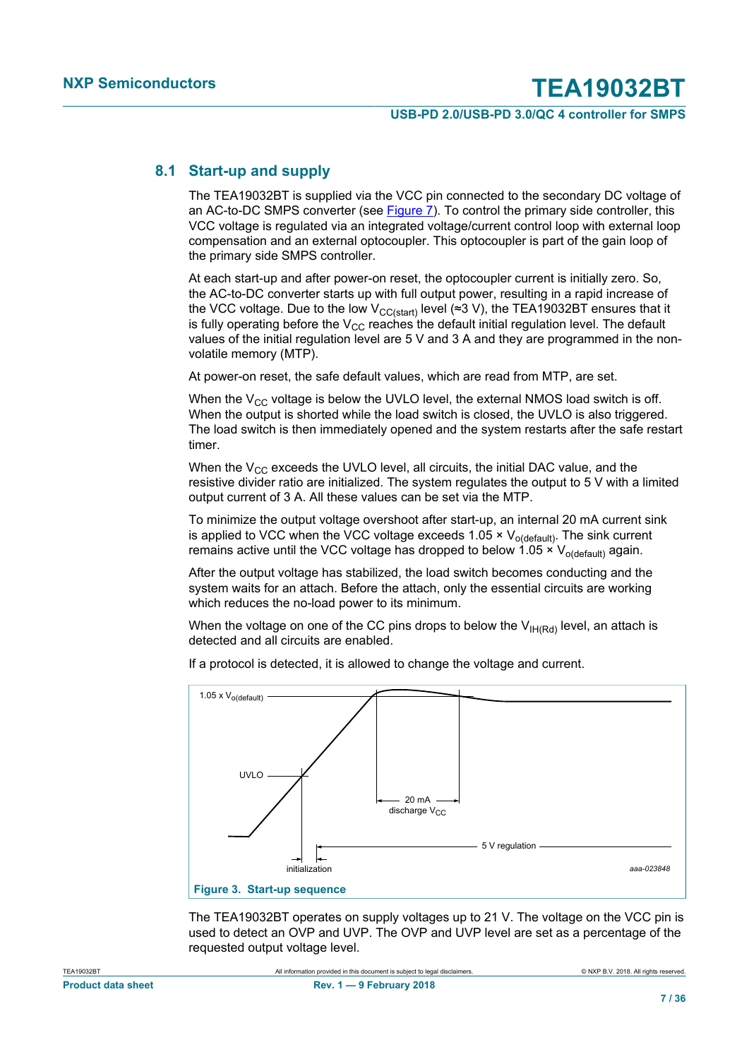## 8.1 Start-up and supply

The TEA19032BT is supplied via the VCC pin connected to the secondary DC voltage of an AC-to-DC SMPS converter (see Figure 7). To control the primary side controller, this VCC voltage is regulated via an integrated voltage/current control loop with external loop compensation and an external optocoupler. This optocoupler is part of the gain loop of the primary side SMPS controller.

At each start-up and after power-on reset, the optocoupler current is initially zero. So, the AC-to-DC converter starts up with full output power, resulting in a rapid increase of the VCC voltage. Due to the low $V_{CC(start)}$ level (≈3 V), the TEA19032BT ensures that it is fully operating before the $V_{CC}$ reaches the default initial regulation level. The default values of the initial regulation level are 5 V and 3 A and they are programmed in the non-volatile memory (MTP).

At power-on reset, the safe default values, which are read from MTP, are set.

When the $V_{CC}$ voltage is below the UVLO level, the external NMOS load switch is off. When the output is shorted while the load switch is closed, the UVLO is also triggered. The load switch is then immediately opened and the system restarts after the safe restart timer.

When the $V_{CC}$ exceeds the UVLO level, all circuits, the initial DAC value, and the resistive divider ratio are initialized. The system regulates the output to 5 V with a limited output current of 3 A. All these values can be set via the MTP.

To minimize the output voltage overshoot after start-up, an internal 20 mA current sink is applied to VCC when the VCC voltage exceeds 1.05 × $V_{o(default)}$. The sink current remains active until the VCC voltage has dropped to below 1.05 × $V_{o(default)}$ again.

After the output voltage has stabilized, the load switch becomes conducting and the system waits for an attach. Before the attach, only the essential circuits are working which reduces the no-load power to its minimum.

When the voltage on one of the CC pins drops to below the $V_{IH(Rd)}$ level, an attach is detected and all circuits are enabled.

If a protocol is detected, it is allowed to change the voltage and current.

Figure 3. Start-up sequence

The TEA19032BT operates on supply voltages up to 21 V. The voltage on the VCC pin is used to detect an OVP and UVP. The OVP and UVP level are set as a percentage of the requested output voltage level.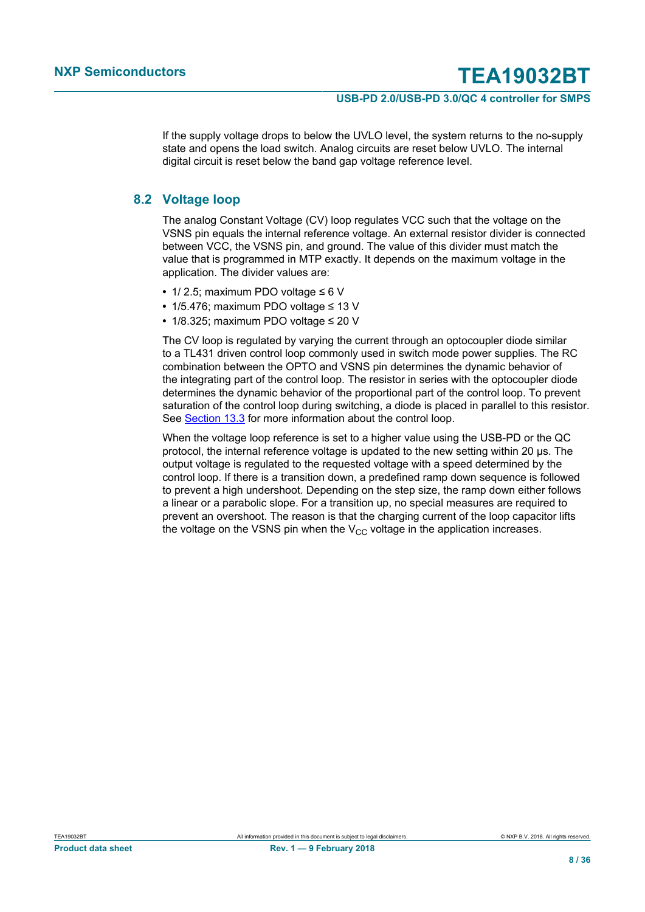If the supply voltage drops to below the UVLO level, the system returns to the no-supply state and opens the load switch. Analog circuits are reset below UVLO. The internal digital circuit is reset below the band gap voltage reference level.

## 8.2 Voltage loop

The analog Constant Voltage (CV) loop regulates VCC such that the voltage on the VSNS pin equals the internal reference voltage. An external resistor divider is connected between VCC, the VSNS pin, and ground. The value of this divider must match the value that is programmed in MTP exactly. It depends on the maximum voltage in the application. The divider values are:

- 1/ 2.5; maximum PDO voltage ≤ 6 V
- 1/5.476; maximum PDO voltage ≤ 13 V
- 1/8.325; maximum PDO voltage ≤ 20 V

The CV loop is regulated by varying the current through an optocoupler diode similar to a TL431 driven control loop commonly used in switch mode power supplies. The RC combination between the OPTO and VSNS pin determines the dynamic behavior of the integrating part of the control loop. The resistor in series with the optocoupler diode determines the dynamic behavior of the proportional part of the control loop. To prevent saturation of the control loop during switching, a diode is placed in parallel to this resistor. See Section 13.3 for more information about the control loop.

When the voltage loop reference is set to a higher value using the USB-PD or the QC protocol, the internal reference voltage is updated to the new setting within 20 μs. The output voltage is regulated to the requested voltage with a speed determined by the control loop. If there is a transition down, a predefined ramp down sequence is followed to prevent a high undershoot. Depending on the step size, the ramp down either follows a linear or a parabolic slope. For a transition up, no special measures are required to prevent an overshoot. The reason is that the charging current of the loop capacitor lifts the voltage on the VSNS pin when the $V_{CC}$ voltage in the application increases.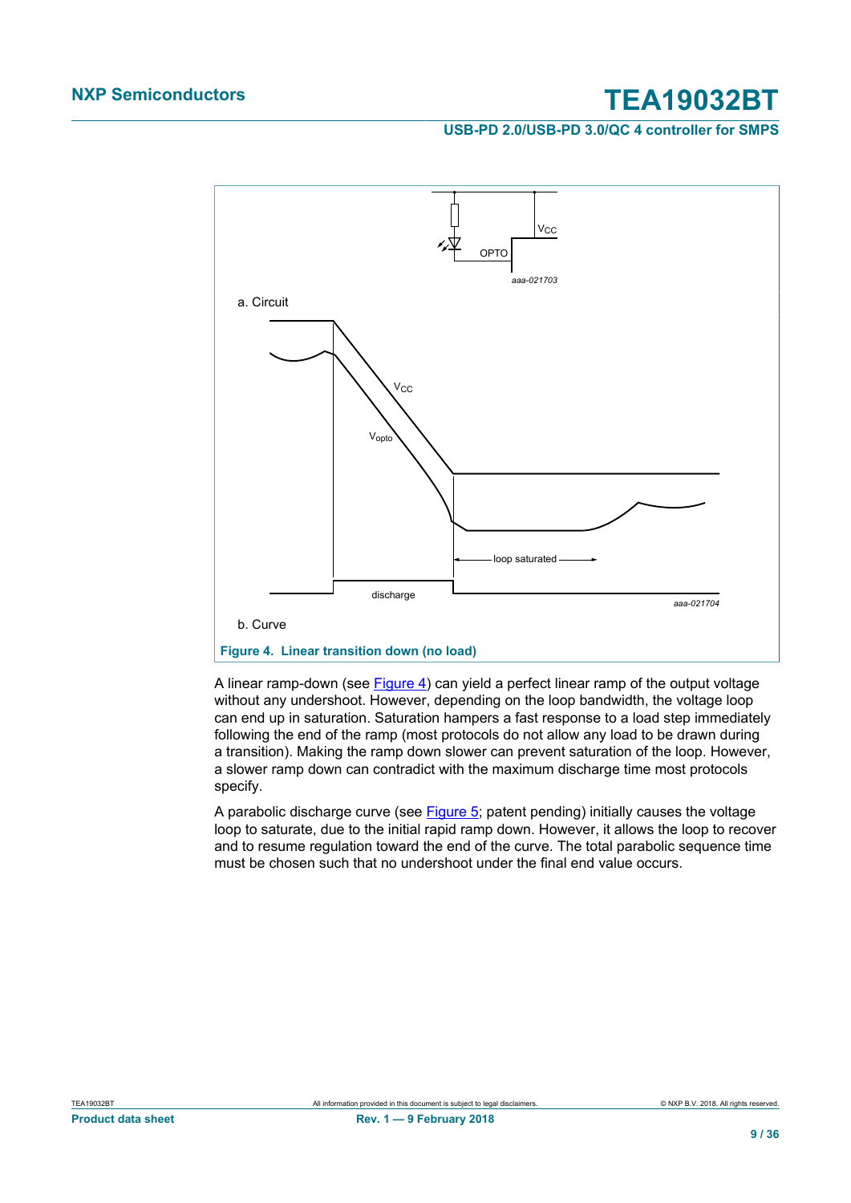a. Circuit

b. Curve

**Figure 4. Linear transition down (no load)**

A linear ramp-down (see Figure 4) can yield a perfect linear ramp of the output voltage without any undershoot. However, depending on the loop bandwidth, the voltage loop can end up in saturation. Saturation hampers a fast response to a load step immediately following the end of the ramp (most protocols do not allow any load to be drawn during a transition). Making the ramp down slower can prevent saturation of the loop. However, a slower ramp down can contradict with the maximum discharge time most protocols specify.

A parabolic discharge curve (see Figure 5; patent pending) initially causes the voltage loop to saturate, due to the initial rapid ramp down. However, it allows the loop to recover and to resume regulation toward the end of the curve. The total parabolic sequence time must be chosen such that no undershoot under the final end value occurs.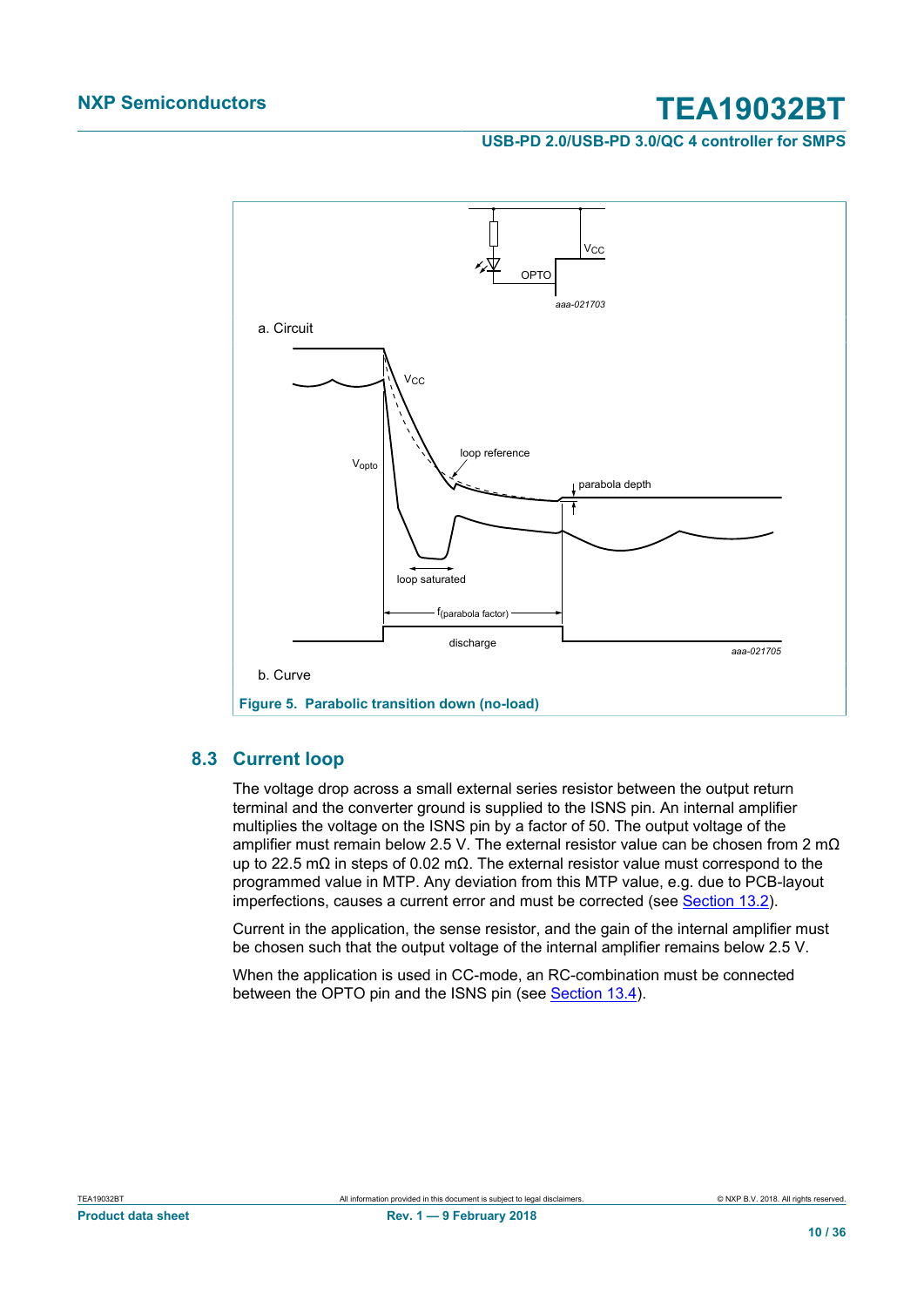a. Circuit

b. Curve

**Figure 5. Parabolic transition down (no-load)**

## 8.3 Current loop

The voltage drop across a small external series resistor between the output return terminal and the converter ground is supplied to the ISNS pin. An internal amplifier multiplies the voltage on the ISNS pin by a factor of 50. The output voltage of the amplifier must remain below 2.5 V. The external resistor value can be chosen from 2 mΩ up to 22.5 mΩ in steps of 0.02 mΩ. The external resistor value must correspond to the programmed value in MTP. Any deviation from this MTP value, e.g. due to PCB-layout imperfections, causes a current error and must be corrected (see Section 13.2).

Current in the application, the sense resistor, and the gain of the internal amplifier must be chosen such that the output voltage of the internal amplifier remains below 2.5 V.

When the application is used in CC-mode, an RC-combination must be connected between the OPTO pin and the ISNS pin (see Section 13.4).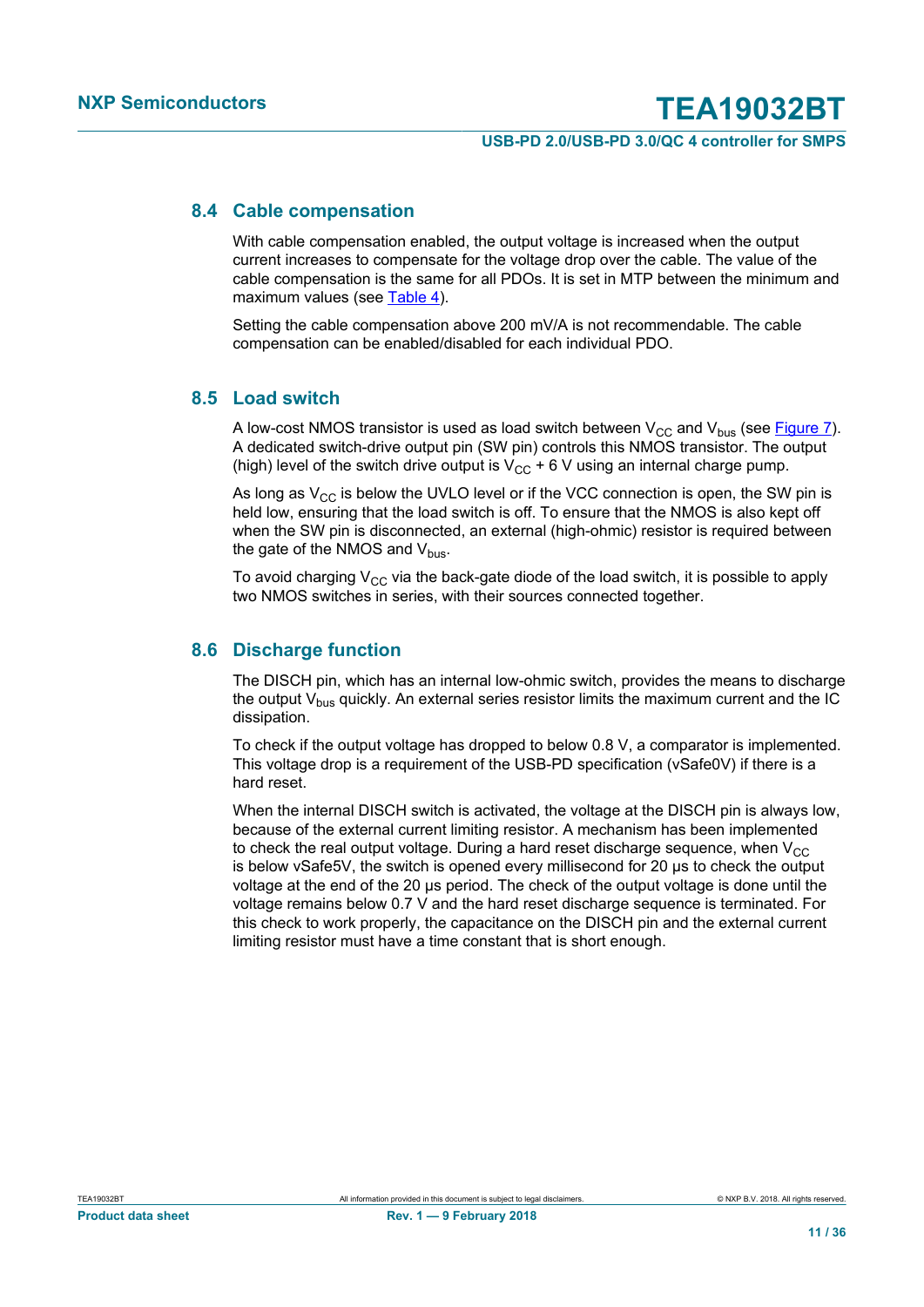### 8.4 Cable compensation

With cable compensation enabled, the output voltage is increased when the output current increases to compensate for the voltage drop over the cable. The value of the cable compensation is the same for all PDOs. It is set in MTP between the minimum and maximum values (see Table 4).

Setting the cable compensation above 200 mV/A is not recommendable. The cable compensation can be enabled/disabled for each individual PDO.

### 8.5 Load switch

A low-cost NMOS transistor is used as load switch between $V_{CC}$ and $V_{bus}$ (see Figure 7). A dedicated switch-drive output pin (SW pin) controls this NMOS transistor. The output (high) level of the switch drive output is $V_{CC}$ + 6 V using an internal charge pump.

As long as $V_{CC}$ is below the UVLO level or if the VCC connection is open, the SW pin is held low, ensuring that the load switch is off. To ensure that the NMOS is also kept off when the SW pin is disconnected, an external (high-ohmic) resistor is required between the gate of the NMOS and $V_{bus}$.

To avoid charging $V_{CC}$ via the back-gate diode of the load switch, it is possible to apply two NMOS switches in series, with their sources connected together.

### 8.6 Discharge function

The DISCH pin, which has an internal low-ohmic switch, provides the means to discharge the output $V_{bus}$ quickly. An external series resistor limits the maximum current and the IC dissipation.

To check if the output voltage has dropped to below 0.8 V, a comparator is implemented. This voltage drop is a requirement of the USB-PD specification (vSafe0V) if there is a hard reset.

When the internal DISCH switch is activated, the voltage at the DISCH pin is always low, because of the external current limiting resistor. A mechanism has been implemented to check the real output voltage. During a hard reset discharge sequence, when $V_{CC}$ is below vSafe5V, the switch is opened every millisecond for 20 μs to check the output voltage at the end of the 20 μs period. The check of the output voltage is done until the voltage remains below 0.7 V and the hard reset discharge sequence is terminated. For this check to work properly, the capacitance on the DISCH pin and the external current limiting resistor must have a time constant that is short enough.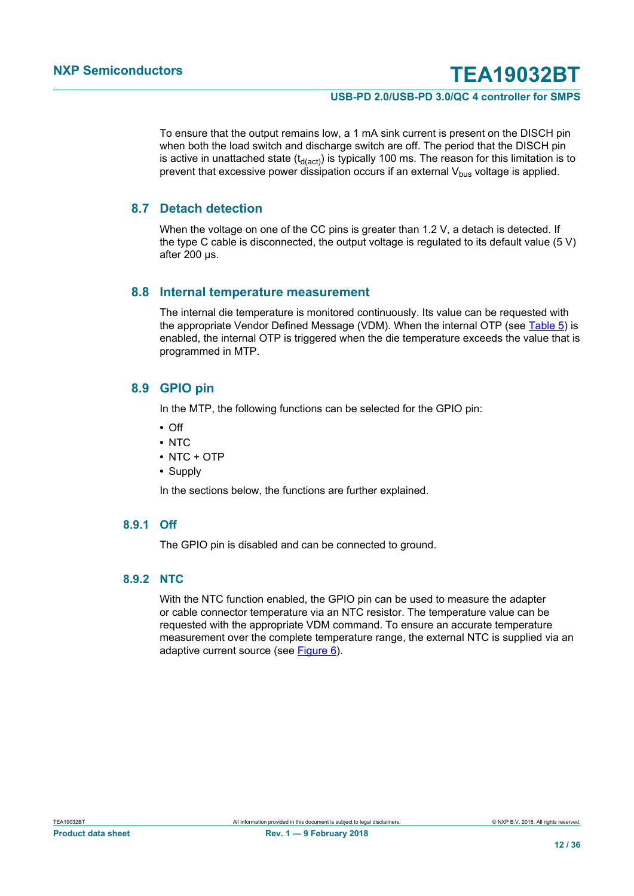To ensure that the output remains low, a 1 mA sink current is present on the DISCH pin when both the load switch and discharge switch are off. The period that the DISCH pin is active in unattached state ($t_{d(act)}$) is typically 100 ms. The reason for this limitation is to prevent that excessive power dissipation occurs if an external $V_{bus}$ voltage is applied.

## 8.7 Detach detection

When the voltage on one of the CC pins is greater than 1.2 V, a detach is detected. If the type C cable is disconnected, the output voltage is regulated to its default value (5 V) after 200 µs.

## 8.8 Internal temperature measurement

The internal die temperature is monitored continuously. Its value can be requested with the appropriate Vendor Defined Message (VDM). When the internal OTP (see Table 5) is enabled, the internal OTP is triggered when the die temperature exceeds the value that is programmed in MTP.

## 8.9 GPIO pin

In the MTP, the following functions can be selected for the GPIO pin:

- Off
- NTC
- NTC + OTP
- Supply

In the sections below, the functions are further explained.

### 8.9.1 Off

The GPIO pin is disabled and can be connected to ground.

### 8.9.2 NTC

With the NTC function enabled, the GPIO pin can be used to measure the adapter or cable connector temperature via an NTC resistor. The temperature value can be requested with the appropriate VDM command. To ensure an accurate temperature measurement over the complete temperature range, the external NTC is supplied via an adaptive current source (see Figure 6).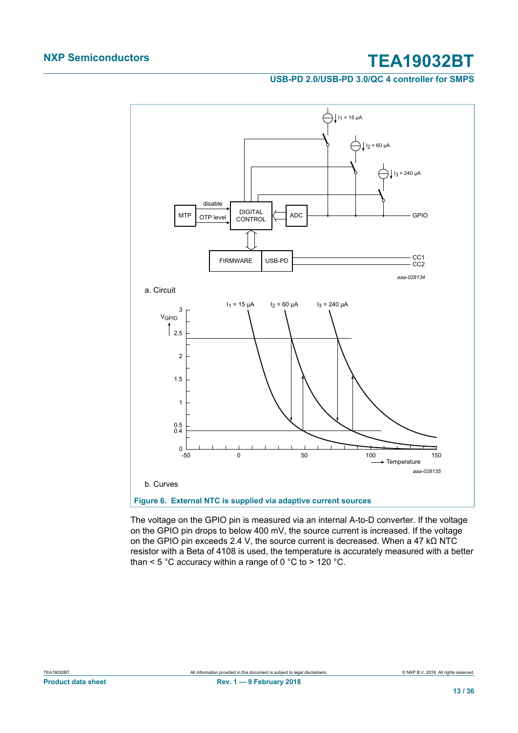a. Circuit

b. Curves

**Figure 6. External NTC is supplied via adaptive current sources**

The voltage on the GPIO pin is measured via an internal A-to-D converter. If the voltage on the GPIO pin drops to below 400 mV, the source current is increased. If the voltage on the GPIO pin exceeds 2.4 V, the source current is decreased. When a 47 kΩ NTC resistor with a Beta of 4108 is used, the temperature is accurately measured with a better than < 5 °C accuracy within a range of 0 °C to > 120 °C.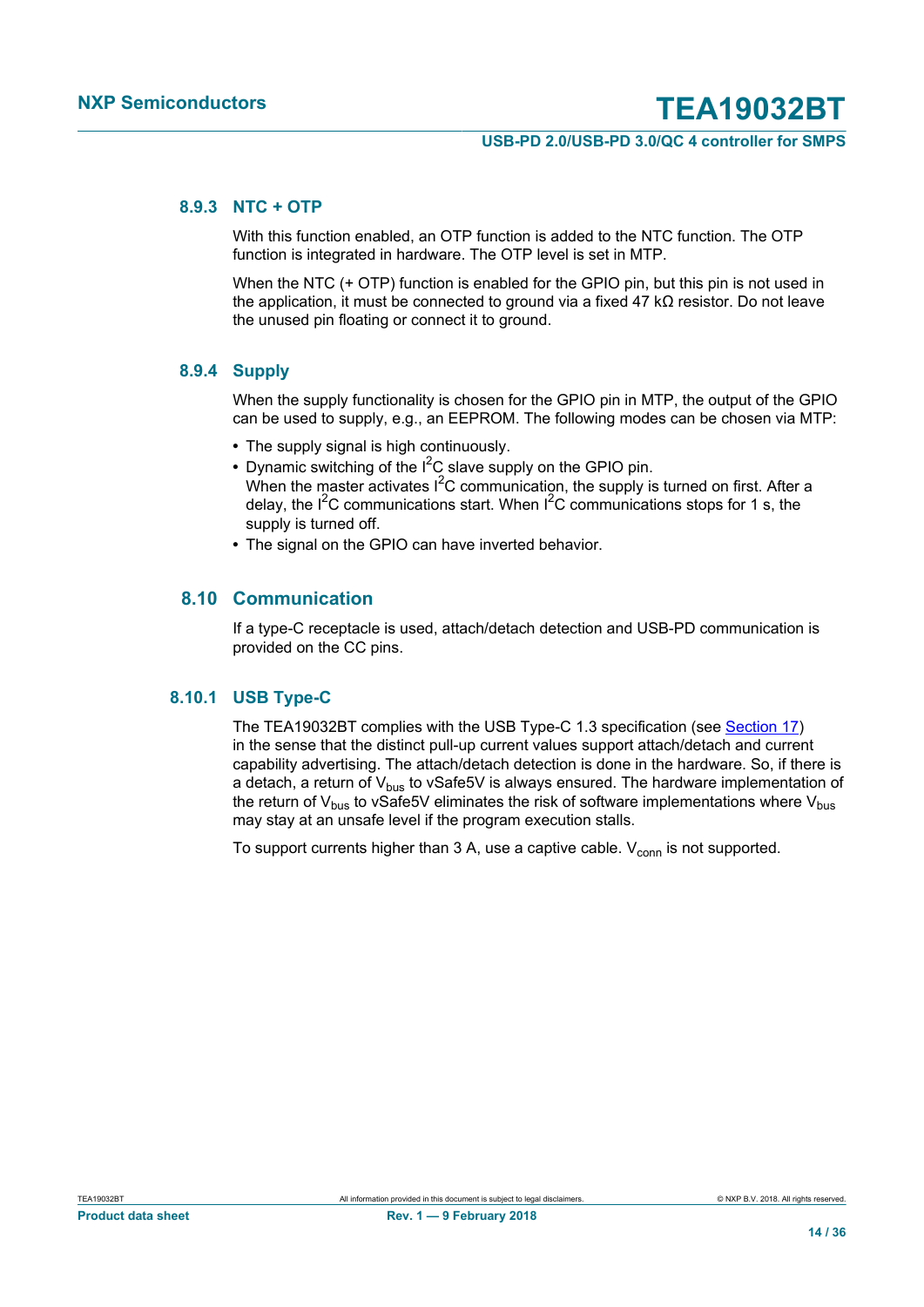### 8.9.3 NTC + OTP

With this function enabled, an OTP function is added to the NTC function. The OTP function is integrated in hardware. The OTP level is set in MTP.

When the NTC (+ OTP) function is enabled for the GPIO pin, but this pin is not used in the application, it must be connected to ground via a fixed 47 kΩ resistor. Do not leave the unused pin floating or connect it to ground.

### 8.9.4 Supply

When the supply functionality is chosen for the GPIO pin in MTP, the output of the GPIO can be used to supply, e.g., an EEPROM. The following modes can be chosen via MTP:

- The supply signal is high continuously.
- Dynamic switching of the $I^2C$ slave supply on the GPIO pin.
  When the master activates $I^2C$ communication, the supply is turned on first. After a delay, the $I^2C$ communications start. When $I^2C$ communications stops for 1 s, the supply is turned off.
- The signal on the GPIO can have inverted behavior.

## 8.10 Communication

If a type-C receptacle is used, attach/detach detection and USB-PD communication is provided on the CC pins.

### 8.10.1 USB Type-C

The TEA19032BT complies with the USB Type-C 1.3 specification (see Section 17) in the sense that the distinct pull-up current values support attach/detach and current capability advertising. The attach/detach detection is done in the hardware. So, if there is a detach, a return of $V_{bus}$ to vSafe5V is always ensured. The hardware implementation of the return of $V_{bus}$ to vSafe5V eliminates the risk of software implementations where $V_{bus}$ may stay at an unsafe level if the program execution stalls.

To support currents higher than 3 A, use a captive cable. $V_{conn}$ is not supported.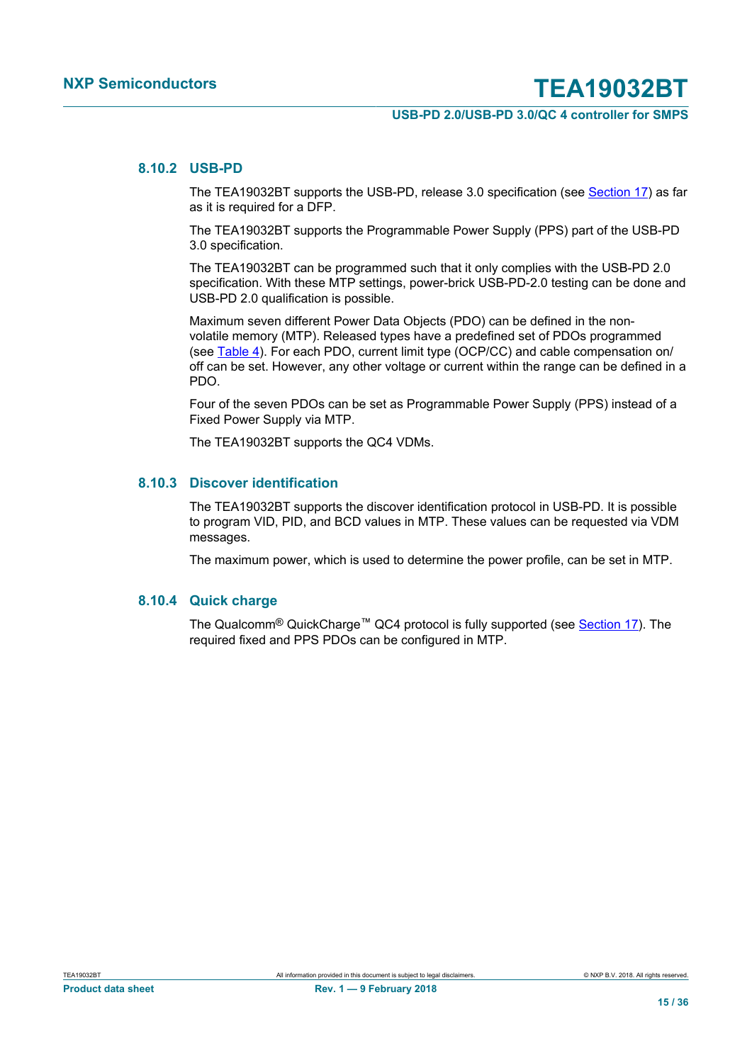### 8.10.2 USB-PD

The TEA19032BT supports the USB-PD, release 3.0 specification (see Section 17) as far as it is required for a DFP.

The TEA19032BT supports the Programmable Power Supply (PPS) part of the USB-PD 3.0 specification.

The TEA19032BT can be programmed such that it only complies with the USB-PD 2.0 specification. With these MTP settings, power-brick USB-PD-2.0 testing can be done and USB-PD 2.0 qualification is possible.

Maximum seven different Power Data Objects (PDO) can be defined in the non-volatile memory (MTP). Released types have a predefined set of PDOs programmed (see Table 4). For each PDO, current limit type (OCP/CC) and cable compensation on/off can be set. However, any other voltage or current within the range can be defined in a PDO.

Four of the seven PDOs can be set as Programmable Power Supply (PPS) instead of a Fixed Power Supply via MTP.

The TEA19032BT supports the QC4 VDMs.

### 8.10.3 Discover identification

The TEA19032BT supports the discover identification protocol in USB-PD. It is possible to program VID, PID, and BCD values in MTP. These values can be requested via VDM messages.

The maximum power, which is used to determine the power profile, can be set in MTP.

### 8.10.4 Quick charge

The Qualcomm® QuickCharge™ QC4 protocol is fully supported (see Section 17). The required fixed and PPS PDOs can be configured in MTP.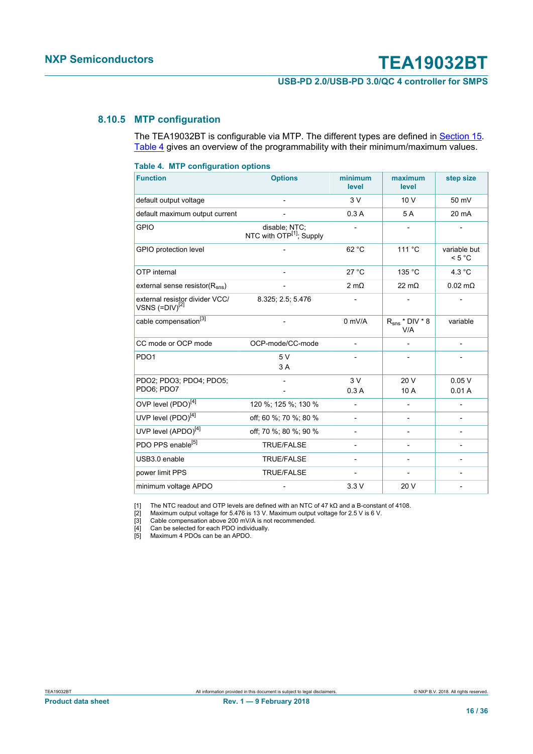### 8.10.5 MTP configuration

The TEA19032BT is configurable via MTP. The different types are defined in Section 15. Table 4 gives an overview of the programmability with their minimum/maximum values.

**Table 4. MTP configuration options**

| Function | Options | minimum level | maximum level | step size |
|---|---|---|---|---|
| default output voltage | - | 3 V | 10 V | 50 mV |
| default maximum output current | - | 0.3 A | 5 A | 20 mA |
| GPIO | disable; NTC; NTC with OTP[1]; Supply | - | - | - |
| GPIO protection level | - | 62 °C | 111 °C | variable but < 5 °C |
| OTP internal | - | 27 °C | 135 °C | 4.3 °C |
| external sense resistor($R_{sns}$) | - | 2 mΩ | 22 mΩ | 0.02 mΩ |
| external resistor divider VCC/ VSNS (=DIV)[2] | 8.325; 2.5; 5.476 | - | - | - |
| cable compensation[3] | - | 0 mV/A | $R_{sns}$ * DIV * 8 V/A | variable |
| CC mode or OCP mode | OCP-mode/CC-mode | - | - | - |
| PDO1 | 5 V<br>3 A | - | - | - |
| PDO2; PDO3; PDO4; PDO5; PDO6; PDO7 | -<br>- | 3 V<br>0.3 A | 20 V<br>10 A | 0.05 V<br>0.01 A |
| OVP level (PDO)[4] | 120 %; 125 %; 130 % | - | - | - |
| UVP level (PDO)[4] | off; 60 %; 70 %; 80 % | - | - | - |
| UVP level (APDO)[4] | off; 70 %; 80 %; 90 % | - | - | - |
| PDO PPS enable[5] | TRUE/FALSE | - | - | - |
| USB3.0 enable | TRUE/FALSE | - | - | - |
| power limit PPS | TRUE/FALSE | - | - | - |
| minimum voltage APDO | - | 3.3 V | 20 V | - |

[1] The NTC readout and OTP levels are defined with an NTC of 47 kΩ and a B-constant of 4108.

[2] Maximum output voltage for 5.476 is 13 V. Maximum output voltage for 2.5 V is 6 V.

[3] Cable compensation above 200 mV/A is not recommended.

[4] Can be selected for each PDO individually.

[5] Maximum 4 PDOs can be an APDO.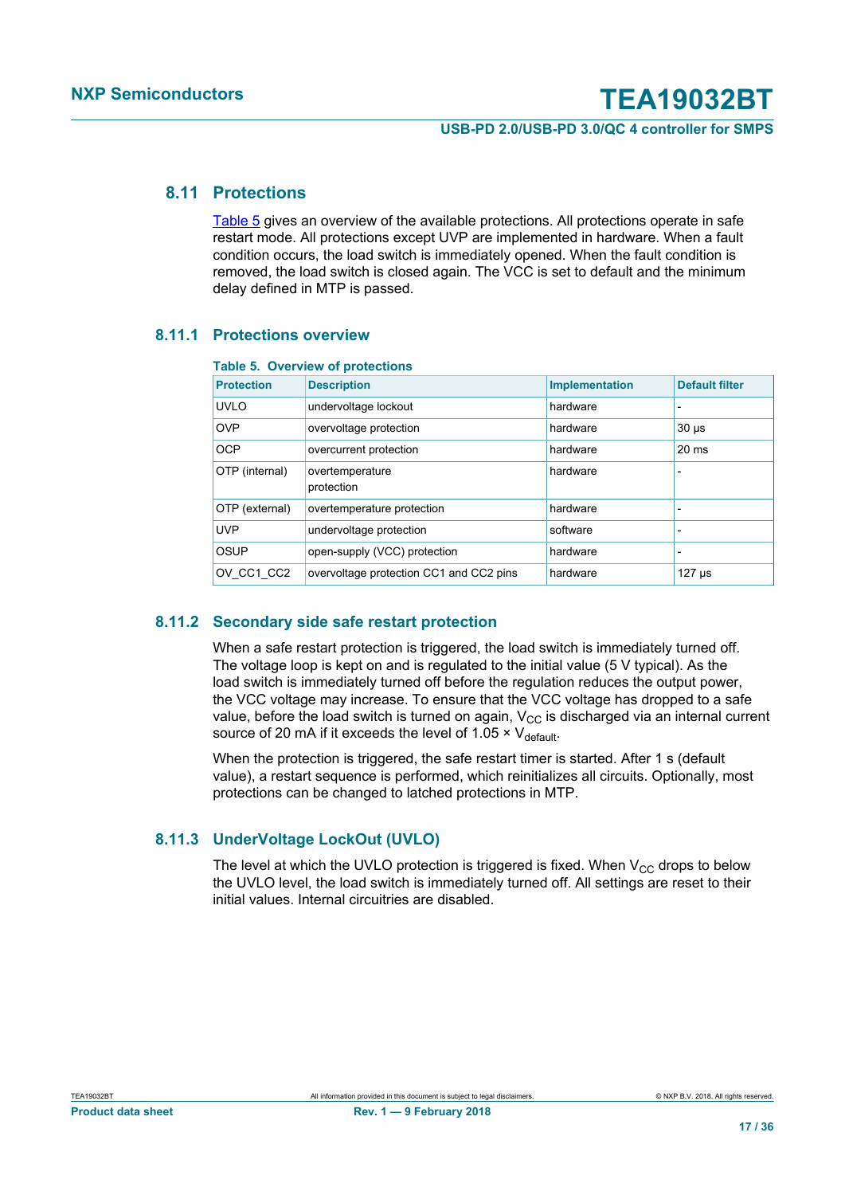## 8.11 Protections

Table 5 gives an overview of the available protections. All protections operate in safe restart mode. All protections except UVP are implemented in hardware. When a fault condition occurs, the load switch is immediately opened. When the fault condition is removed, the load switch is closed again. The VCC is set to default and the minimum delay defined in MTP is passed.

### 8.11.1 Protections overview

**Table 5. Overview of protections**

| Protection | Description | Implementation | Default filter |
|---|---|---|---|
| UVLO | undervoltage lockout | hardware | - |
| OVP | overvoltage protection | hardware | 30 μs |
| OCP | overcurrent protection | hardware | 20 ms |
| OTP (internal) | overtemperature protection | hardware | - |
| OTP (external) | overtemperature protection | hardware | - |
| UVP | undervoltage protection | software | - |
| OSUP | open-supply (VCC) protection | hardware | - |
| OV_CC1_CC2 | overvoltage protection CC1 and CC2 pins | hardware | 127 μs |

### 8.11.2 Secondary side safe restart protection

When a safe restart protection is triggered, the load switch is immediately turned off. The voltage loop is kept on and is regulated to the initial value (5 V typical). As the load switch is immediately turned off before the regulation reduces the output power, the VCC voltage may increase. To ensure that the VCC voltage has dropped to a safe value, before the load switch is turned on again, $V_{CC}$ is discharged via an internal current source of 20 mA if it exceeds the level of 1.05 × $V_{default}$.

When the protection is triggered, the safe restart timer is started. After 1 s (default value), a restart sequence is performed, which reinitializes all circuits. Optionally, most protections can be changed to latched protections in MTP.

### 8.11.3 UnderVoltage LockOut (UVLO)

The level at which the UVLO protection is triggered is fixed. When $V_{CC}$ drops to below the UVLO level, the load switch is immediately turned off. All settings are reset to their initial values. Internal circuitries are disabled.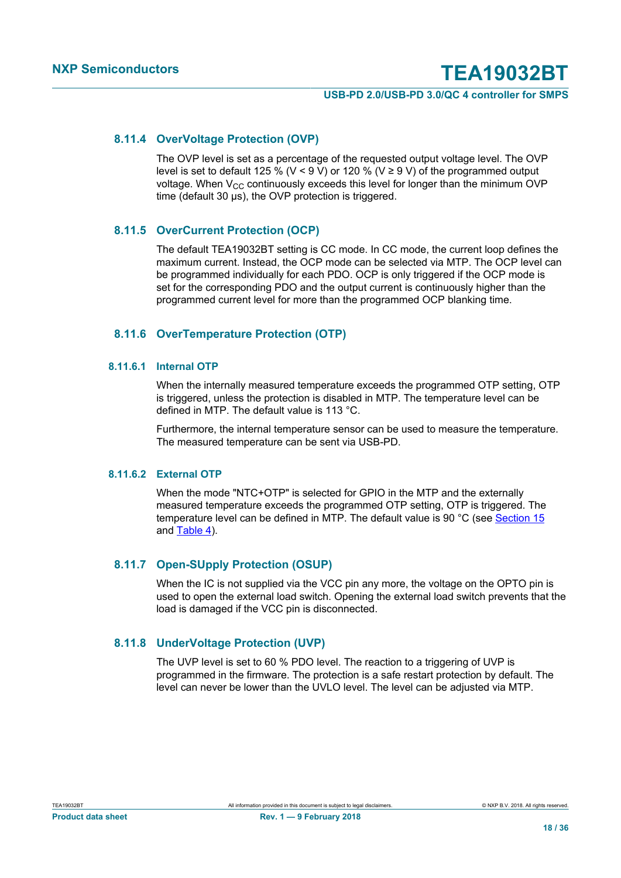### 8.11.4 OverVoltage Protection (OVP)

The OVP level is set as a percentage of the requested output voltage level. The OVP level is set to default 125 % ($V < 9$ V) or 120 % ($V \geq 9$ V) of the programmed output voltage. When $V_{CC}$ continuously exceeds this level for longer than the minimum OVP time (default 30 μs), the OVP protection is triggered.

### 8.11.5 OverCurrent Protection (OCP)

The default TEA19032BT setting is CC mode. In CC mode, the current loop defines the maximum current. Instead, the OCP mode can be selected via MTP. The OCP level can be programmed individually for each PDO. OCP is only triggered if the OCP mode is set for the corresponding PDO and the output current is continuously higher than the programmed current level for more than the programmed OCP blanking time.

### 8.11.6 OverTemperature Protection (OTP)

#### 8.11.6.1 Internal OTP

When the internally measured temperature exceeds the programmed OTP setting, OTP is triggered, unless the protection is disabled in MTP. The temperature level can be defined in MTP. The default value is 113 °C.

Furthermore, the internal temperature sensor can be used to measure the temperature. The measured temperature can be sent via USB-PD.

#### 8.11.6.2 External OTP

When the mode "NTC+OTP" is selected for GPIO in the MTP and the externally measured temperature exceeds the programmed OTP setting, OTP is triggered. The temperature level can be defined in MTP. The default value is 90 °C (see Section 15 and Table 4).

### 8.11.7 Open-SUpply Protection (OSUP)

When the IC is not supplied via the VCC pin any more, the voltage on the OPTO pin is used to open the external load switch. Opening the external load switch prevents that the load is damaged if the VCC pin is disconnected.

### 8.11.8 UnderVoltage Protection (UVP)

The UVP level is set to 60 % PDO level. The reaction to a triggering of UVP is programmed in the firmware. The protection is a safe restart protection by default. The level can never be lower than the UVLO level. The level can be adjusted via MTP.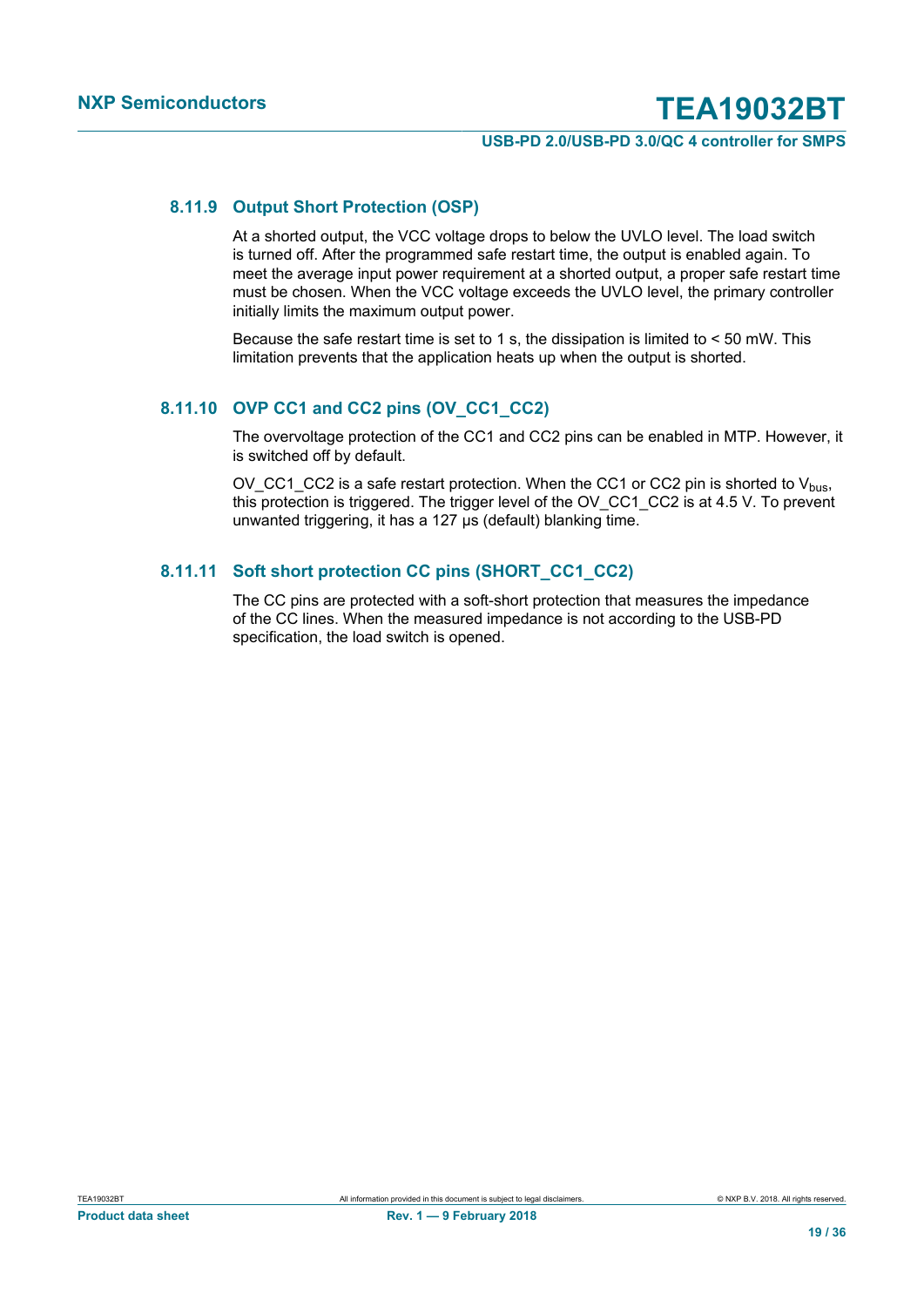### 8.11.9 Output Short Protection (OSP)

At a shorted output, the VCC voltage drops to below the UVLO level. The load switch is turned off. After the programmed safe restart time, the output is enabled again. To meet the average input power requirement at a shorted output, a proper safe restart time must be chosen. When the VCC voltage exceeds the UVLO level, the primary controller initially limits the maximum output power.

Because the safe restart time is set to 1 s, the dissipation is limited to < 50 mW. This limitation prevents that the application heats up when the output is shorted.

### 8.11.10 OVP CC1 and CC2 pins (OV_CC1_CC2)

The overvoltage protection of the CC1 and CC2 pins can be enabled in MTP. However, it is switched off by default.

OV_CC1_CC2 is a safe restart protection. When the CC1 or CC2 pin is shorted to $V_{bus}$, this protection is triggered. The trigger level of the OV_CC1_CC2 is at 4.5 V. To prevent unwanted triggering, it has a 127 μs (default) blanking time.

### 8.11.11 Soft short protection CC pins (SHORT_CC1_CC2)

The CC pins are protected with a soft-short protection that measures the impedance of the CC lines. When the measured impedance is not according to the USB-PD specification, the load switch is opened.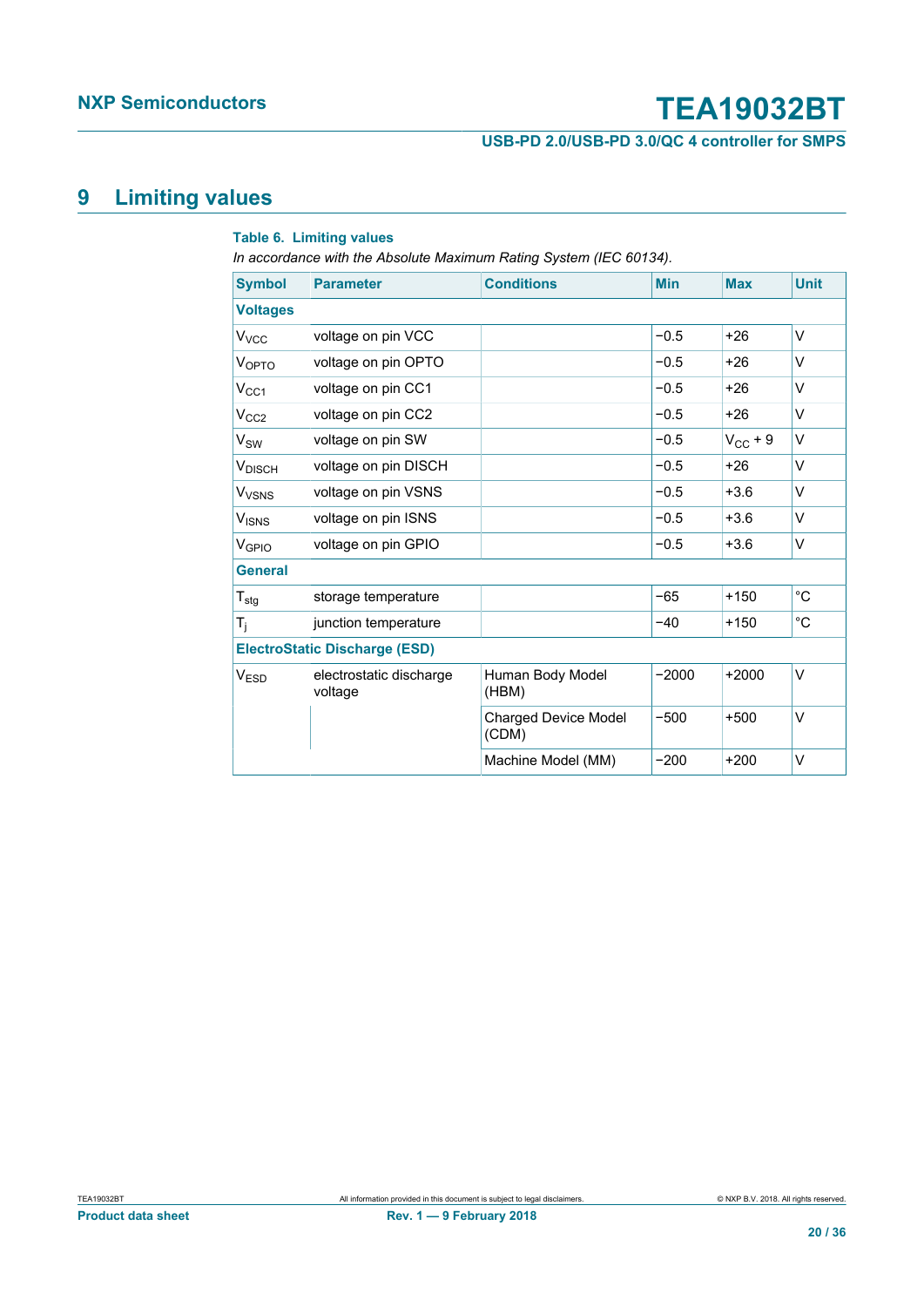# 9 Limiting values

**Table 6. Limiting values**

*In accordance with the Absolute Maximum Rating System (IEC 60134).*

| Symbol | Parameter | Conditions | Min | Max | Unit |
|---|---|---|---|---|---|
| **Voltages** | | | | | |
| $V_{VCC}$ | voltage on pin VCC | | −0.5 | +26 | V |
| $V_{OPTO}$ | voltage on pin OPTO | | −0.5 | +26 | V |
| $V_{CC1}$ | voltage on pin CC1 | | −0.5 | +26 | V |
| $V_{CC2}$ | voltage on pin CC2 | | −0.5 | +26 | V |
| $V_{SW}$ | voltage on pin SW | | −0.5 | $V_{CC}$ + 9 | V |
| $V_{DISCH}$ | voltage on pin DISCH | | −0.5 | +26 | V |
| $V_{VSNS}$ | voltage on pin VSNS | | −0.5 | +3.6 | V |
| $V_{ISNS}$ | voltage on pin ISNS | | −0.5 | +3.6 | V |
| $V_{GPIO}$ | voltage on pin GPIO | | −0.5 | +3.6 | V |
| **General** | | | | | |
| $T_{stg}$ | storage temperature | | −65 | +150 | °C |
| $T_j$ | junction temperature | | −40 | +150 | °C |
| **ElectroStatic Discharge (ESD)** | | | | | |
| $V_{ESD}$ | electrostatic discharge voltage | Human Body Model (HBM) | −2000 | +2000 | V |
| | | Charged Device Model (CDM) | −500 | +500 | V |
| | | Machine Model (MM) | −200 | +200 | V |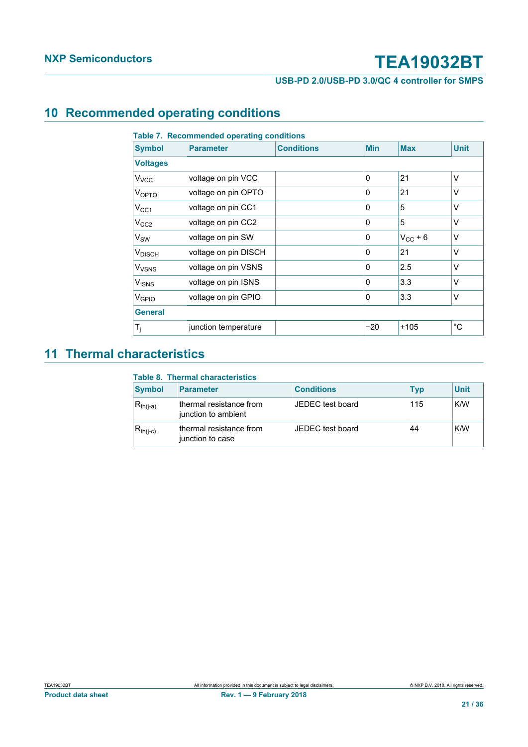## 10 Recommended operating conditions

**Table 7. Recommended operating conditions**

| Symbol | Parameter | Conditions | Min | Max | Unit |
|---|---|---|---|---|---|
| **Voltages** | | | | | |
| $V_{VCC}$ | voltage on pin VCC | | 0 | 21 | V |
| $V_{OPTO}$ | voltage on pin OPTO | | 0 | 21 | V |
| $V_{CC1}$ | voltage on pin CC1 | | 0 | 5 | V |
| $V_{CC2}$ | voltage on pin CC2 | | 0 | 5 | V |
| $V_{SW}$ | voltage on pin SW | | 0 | $V_{CC}$ + 6 | V |
| $V_{DISCH}$ | voltage on pin DISCH | | 0 | 21 | V |
| $V_{VSNS}$ | voltage on pin VSNS | | 0 | 2.5 | V |
| $V_{ISNS}$ | voltage on pin ISNS | | 0 | 3.3 | V |
| $V_{GPIO}$ | voltage on pin GPIO | | 0 | 3.3 | V |
| **General** | | | | | |
| $T_j$ | junction temperature | | −20 | +105 | °C |

## 11 Thermal characteristics

**Table 8. Thermal characteristics**

| Symbol | Parameter | Conditions | Typ | Unit |
|---|---|---|---|---|
| $R_{th(j-a)}$ | thermal resistance from junction to ambient | JEDEC test board | 115 | K/W |
| $R_{th(j-c)}$ | thermal resistance from junction to case | JEDEC test board | 44 | K/W |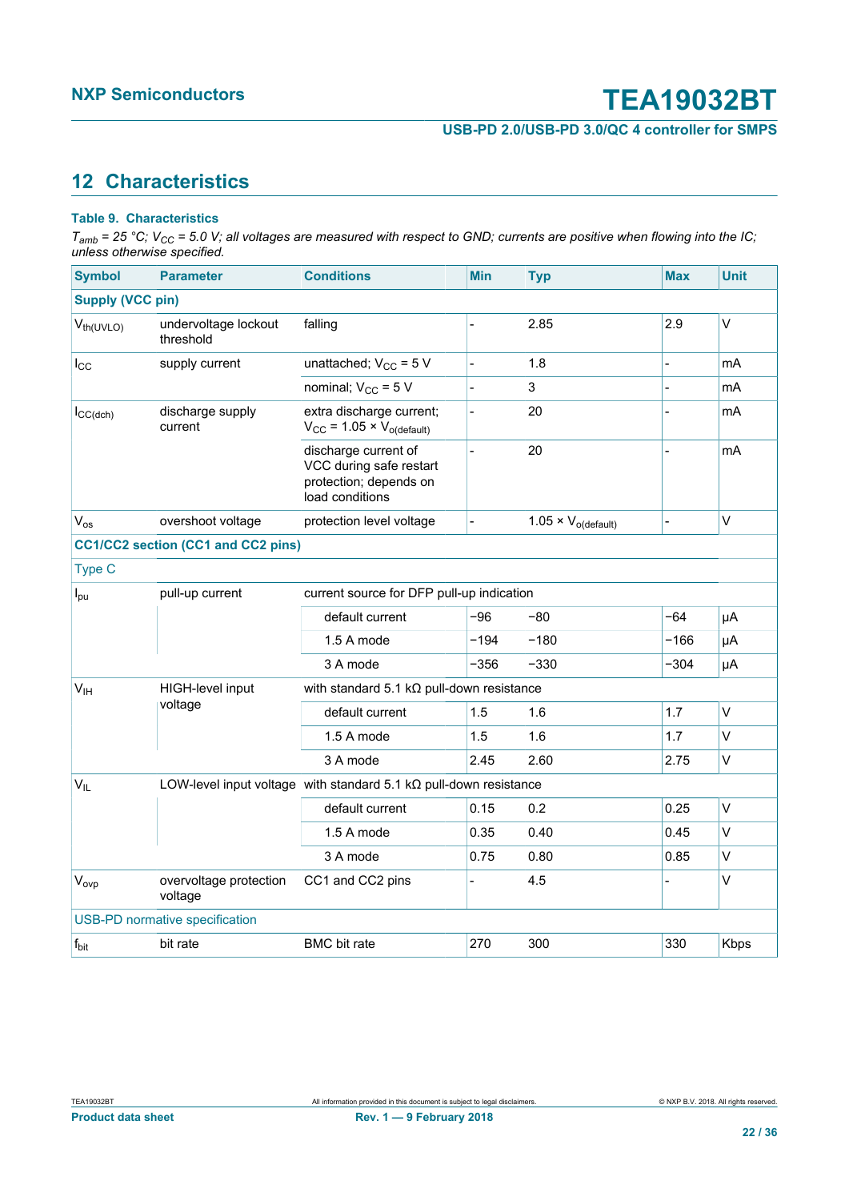## 12 Characteristics

**Table 9. Characteristics**

*$T_{amb}$ = 25 °C; $V_{CC}$ = 5.0 V; all voltages are measured with respect to GND; currents are positive when flowing into the IC; unless otherwise specified.*

| Symbol | Parameter | Conditions | Min | Typ | Max | Unit |
|---|---|---|---|---|---|---|
| **Supply (VCC pin)** | | | | | | |
| $V_{th(UVLO)}$ | undervoltage lockout threshold | falling | - | 2.85 | 2.9 | V |
| $I_{CC}$ | supply current | unattached; $V_{CC}$ = 5 V | - | 1.8 | - | mA |
| | | nominal; $V_{CC}$ = 5 V | - | 3 | - | mA |
| $I_{CC(dch)}$ | discharge supply current | extra discharge current; $V_{CC}$ = 1.05 × $V_{o(default)}$ | - | 20 | - | mA |
| | | discharge current of VCC during safe restart protection; depends on load conditions | - | 20 | - | mA |
| $V_{os}$ | overshoot voltage | protection level voltage | - | 1.05 × $V_{o(default)}$ | - | V |
| **CC1/CC2 section (CC1 and CC2 pins)** | | | | | | |
| Type C | | | | | | |
| $I_{pu}$ | pull-up current | current source for DFP pull-up indication | | | | |
| | | default current | −96 | −80 | −64 | μA |
| | | 1.5 A mode | −194 | −180 | −166 | μA |
| | | 3 A mode | −356 | −330 | −304 | μA |
| $V_{IH}$ | HIGH-level input voltage | with standard 5.1 kΩ pull-down resistance | | | | |
| | | default current | 1.5 | 1.6 | 1.7 | V |
| | | 1.5 A mode | 1.5 | 1.6 | 1.7 | V |
| | | 3 A mode | 2.45 | 2.60 | 2.75 | V |
| $V_{IL}$ | LOW-level input voltage | with standard 5.1 kΩ pull-down resistance | | | | |
| | | default current | 0.15 | 0.2 | 0.25 | V |
| | | 1.5 A mode | 0.35 | 0.40 | 0.45 | V |
| | | 3 A mode | 0.75 | 0.80 | 0.85 | V |
| $V_{ovp}$ | overvoltage protection voltage | CC1 and CC2 pins | - | 4.5 | - | V |
| USB-PD normative specification | | | | | | |
| $f_{bit}$ | bit rate | BMC bit rate | 270 | 300 | 330 | Kbps |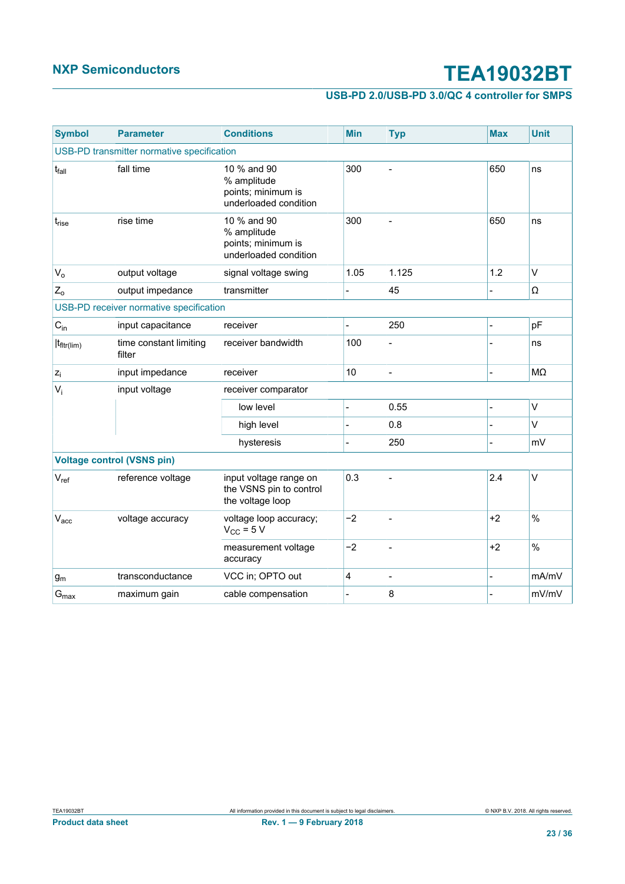| Symbol | Parameter | Conditions | Min | Typ | Max | Unit |
|---|---|---|---|---|---|---|
| USB-PD transmitter normative specification | | | | | | |
| $t_{fall}$ | fall time | 10 % and 90 % amplitude points; minimum is underloaded condition | 300 | - | 650 | ns |
| $t_{rise}$ | rise time | 10 % and 90 % amplitude points; minimum is underloaded condition | 300 | - | 650 | ns |
| $V_o$ | output voltage | signal voltage swing | 1.05 | 1.125 | 1.2 | V |
| $Z_o$ | output impedance | transmitter | - | 45 | - | Ω |
| USB-PD receiver normative specification | | | | | | |
| $C_{in}$ | input capacitance | receiver | - | 250 | - | pF |
| $t_{fltr(lim)}$ | time constant limiting filter | receiver bandwidth | 100 | - | - | ns |
| $z_i$ | input impedance | receiver | 10 | - | - | MΩ |
| $V_i$ | input voltage | receiver comparator | | | | |
| | | low level | - | 0.55 | - | V |
| | | high level | - | 0.8 | - | V |
| | | hysteresis | - | 250 | - | mV |
| **Voltage control (VSNS pin)** | | | | | | |
| $V_{ref}$ | reference voltage | input voltage range on the VSNS pin to control the voltage loop | 0.3 | - | 2.4 | V |
| $V_{acc}$ | voltage accuracy | voltage loop accuracy; $V_{CC}$ = 5 V | −2 | - | +2 | % |
| | | measurement voltage accuracy | −2 | - | +2 | % |
| $g_m$ | transconductance | VCC in; OPTO out | 4 | - | - | mA/mV |
| $G_{max}$ | maximum gain | cable compensation | - | 8 | - | mV/mV |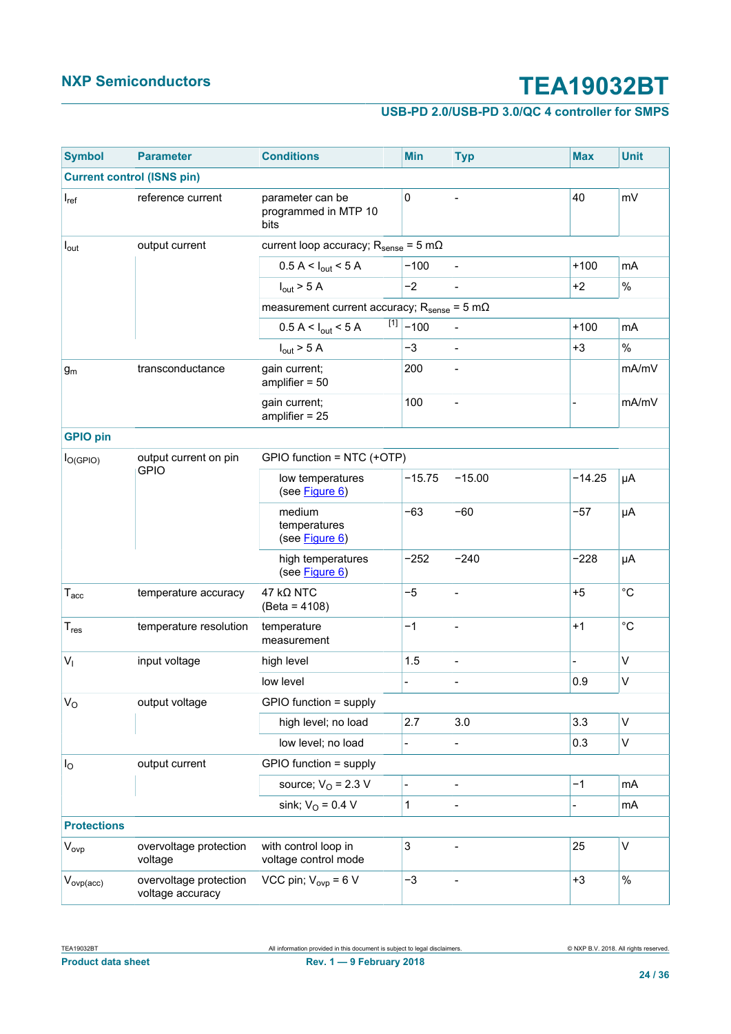| Symbol | Parameter | Conditions | Min | Typ | Max | Unit |
|---|---|---|---|---|---|---|
| **Current control (ISNS pin)** | | | | | | |
| $I_{ref}$ | reference current | parameter can be programmed in MTP 10 bits | 0 | - | 40 | mV |
| $I_{out}$ | output current | current loop accuracy; $R_{sense}$ = 5 mΩ | | | | |
| | | 0.5 A < $I_{out}$ < 5 A | −100 | - | +100 | mA |
| | | $I_{out}$ > 5 A | −2 | - | +2 | % |
| | | measurement current accuracy; $R_{sense}$ = 5 mΩ | | | | |
| | | 0.5 A < $I_{out}$ < 5 A [1] | −100 | - | +100 | mA |
| | | $I_{out}$ > 5 A | −3 | - | +3 | % |
| $g_m$ | transconductance | gain current; amplifier = 50 | 200 | - | | mA/mV |
| | | gain current; amplifier = 25 | 100 | - | - | mA/mV |
| **GPIO pin** | | | | | | |
| $I_{O(GPIO)}$ | output current on pin GPIO | GPIO function = NTC (+OTP) | | | | |
| | | low temperatures (see Figure 6) | −15.75 | −15.00 | −14.25 | μA |
| | | medium temperatures (see Figure 6) | −63 | −60 | −57 | μA |
| | | high temperatures (see Figure 6) | −252 | −240 | −228 | μA |
| $T_{acc}$ | temperature accuracy | 47 kΩ NTC (Beta = 4108) | −5 | - | +5 | °C |
| $T_{res}$ | temperature resolution | temperature measurement | −1 | - | +1 | °C |
| $V_I$ | input voltage | high level | 1.5 | - | - | V |
| | | low level | - | - | 0.9 | V |
| $V_O$ | output voltage | GPIO function = supply | | | | |
| | | high level; no load | 2.7 | 3.0 | 3.3 | V |
| | | low level; no load | - | - | 0.3 | V |
| $I_O$ | output current | GPIO function = supply | | | | |
| | | source; $V_O$ = 2.3 V | - | - | −1 | mA |
| | | sink; $V_O$ = 0.4 V | 1 | - | - | mA |
| **Protections** | | | | | | |
| $V_{ovp}$ | overvoltage protection voltage | with control loop in voltage control mode | 3 | - | 25 | V |
| $V_{ovp(acc)}$ | overvoltage protection voltage accuracy | VCC pin; $V_{ovp}$ = 6 V | −3 | - | +3 | % |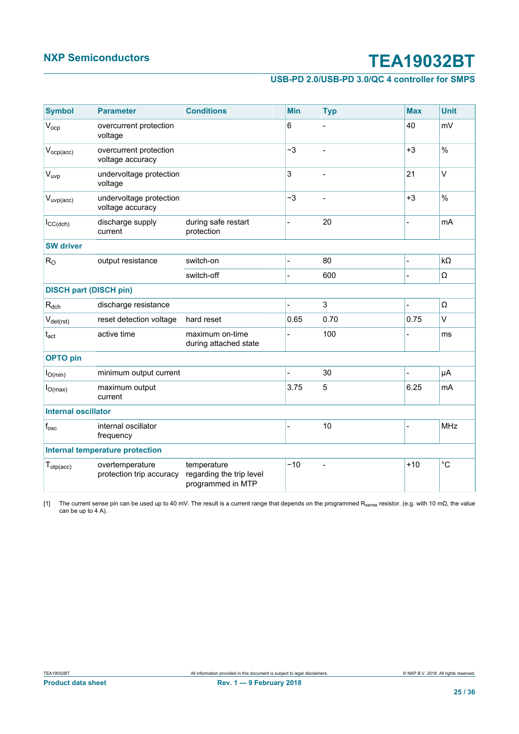| Symbol | Parameter | Conditions | Min | Typ | Max | Unit |
|---|---|---|---|---|---|---|
| $V_{ocp}$ | overcurrent protection voltage | | 6 | - | 40 | mV |
| $V_{ocp(acc)}$ | overcurrent protection voltage accuracy | | −3 | - | +3 | % |
| $V_{uvp}$ | undervoltage protection voltage | | 3 | - | 21 | V |
| $V_{uvp(acc)}$ | undervoltage protection voltage accuracy | | −3 | - | +3 | % |
| $I_{CC(dch)}$ | discharge supply current | during safe restart protection | - | 20 | - | mA |
| **SW driver** | | | | | | |
| $R_O$ | output resistance | switch-on | - | 80 | - | kΩ |
| | | switch-off | - | 600 | - | Ω |
| **DISCH part (DISCH pin)** | | | | | | |
| $R_{dch}$ | discharge resistance | | - | 3 | - | Ω |
| $V_{det(rst)}$ | reset detection voltage | hard reset | 0.65 | 0.70 | 0.75 | V |
| $t_{act}$ | active time | maximum on-time during attached state | - | 100 | - | ms |
| **OPTO pin** | | | | | | |
| $I_{O(min)}$ | minimum output current | | - | 30 | - | μA |
| $I_{O(max)}$ | maximum output current | | 3.75 | 5 | 6.25 | mA |
| **Internal oscillator** | | | | | | |
| $f_{osc}$ | internal oscillator frequency | | - | 10 | - | MHz |
| **Internal temperature protection** | | | | | | |
| $T_{otp(acc)}$ | overtemperature protection trip accuracy | temperature regarding the trip level programmed in MTP | −10 | - | +10 | °C |

[1] The current sense pin can be used up to 40 mV. The result is a current range that depends on the programmed $R_{sense}$ resistor. (e.g. with 10 mΩ, the value can be up to 4 A).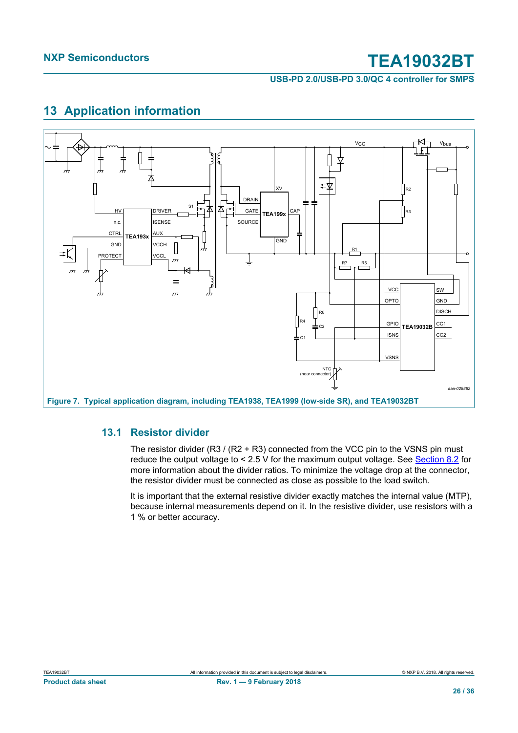## 13 Application information

Figure 7. Typical application diagram, including TEA1938, TEA1999 (low-side SR), and TEA19032BT

### 13.1 Resistor divider

The resistor divider (R3 / (R2 + R3) connected from the VCC pin to the VSNS pin must reduce the output voltage to < 2.5 V for the maximum output voltage. See Section 8.2 for more information about the divider ratios. To minimize the voltage drop at the connector, the resistor divider must be connected as close as possible to the load switch.

It is important that the external resistive divider exactly matches the internal value (MTP), because internal measurements depend on it. In the resistive divider, use resistors with a 1 % or better accuracy.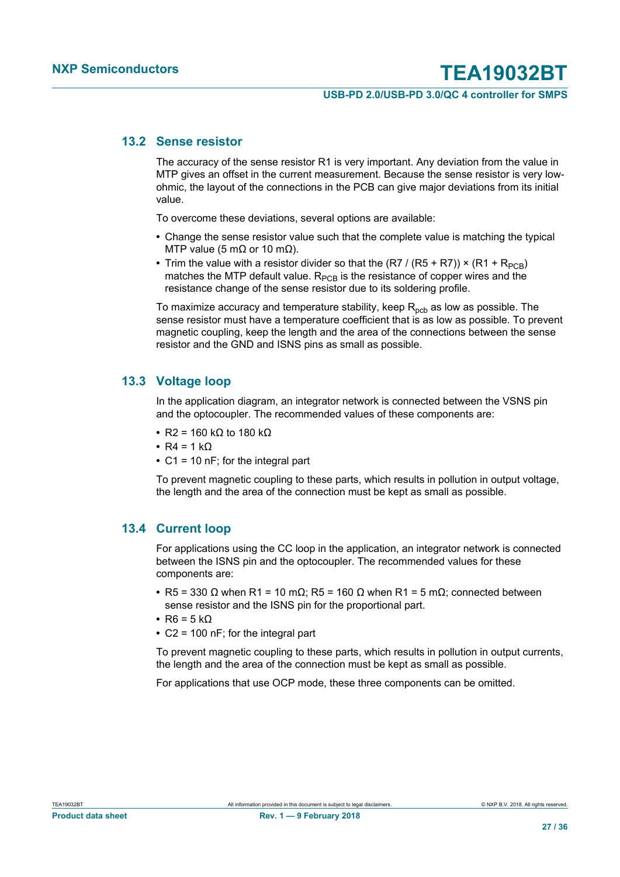### 13.2 Sense resistor

The accuracy of the sense resistor R1 is very important. Any deviation from the value in MTP gives an offset in the current measurement. Because the sense resistor is very low-ohmic, the layout of the connections in the PCB can give major deviations from its initial value.

To overcome these deviations, several options are available:

- Change the sense resistor value such that the complete value is matching the typical MTP value (5 mΩ or 10 mΩ).
- Trim the value with a resistor divider so that the (R7 / (R5 + R7)) × (R1 + $R_{PCB}$) matches the MTP default value. $R_{PCB}$ is the resistance of copper wires and the resistance change of the sense resistor due to its soldering profile.

To maximize accuracy and temperature stability, keep $R_{pcb}$ as low as possible. The sense resistor must have a temperature coefficient that is as low as possible. To prevent magnetic coupling, keep the length and the area of the connections between the sense resistor and the GND and ISNS pins as small as possible.

### 13.3 Voltage loop

In the application diagram, an integrator network is connected between the VSNS pin and the optocoupler. The recommended values of these components are:

- R2 = 160 kΩ to 180 kΩ
- R4 = 1 kΩ
- C1 = 10 nF; for the integral part

To prevent magnetic coupling to these parts, which results in pollution in output voltage, the length and the area of the connection must be kept as small as possible.

### 13.4 Current loop

For applications using the CC loop in the application, an integrator network is connected between the ISNS pin and the optocoupler. The recommended values for these components are:

- R5 = 330 Ω when R1 = 10 mΩ; R5 = 160 Ω when R1 = 5 mΩ; connected between sense resistor and the ISNS pin for the proportional part.
- R6 = 5 kΩ
- C2 = 100 nF; for the integral part

To prevent magnetic coupling to these parts, which results in pollution in output currents, the length and the area of the connection must be kept as small as possible.

For applications that use OCP mode, these three components can be omitted.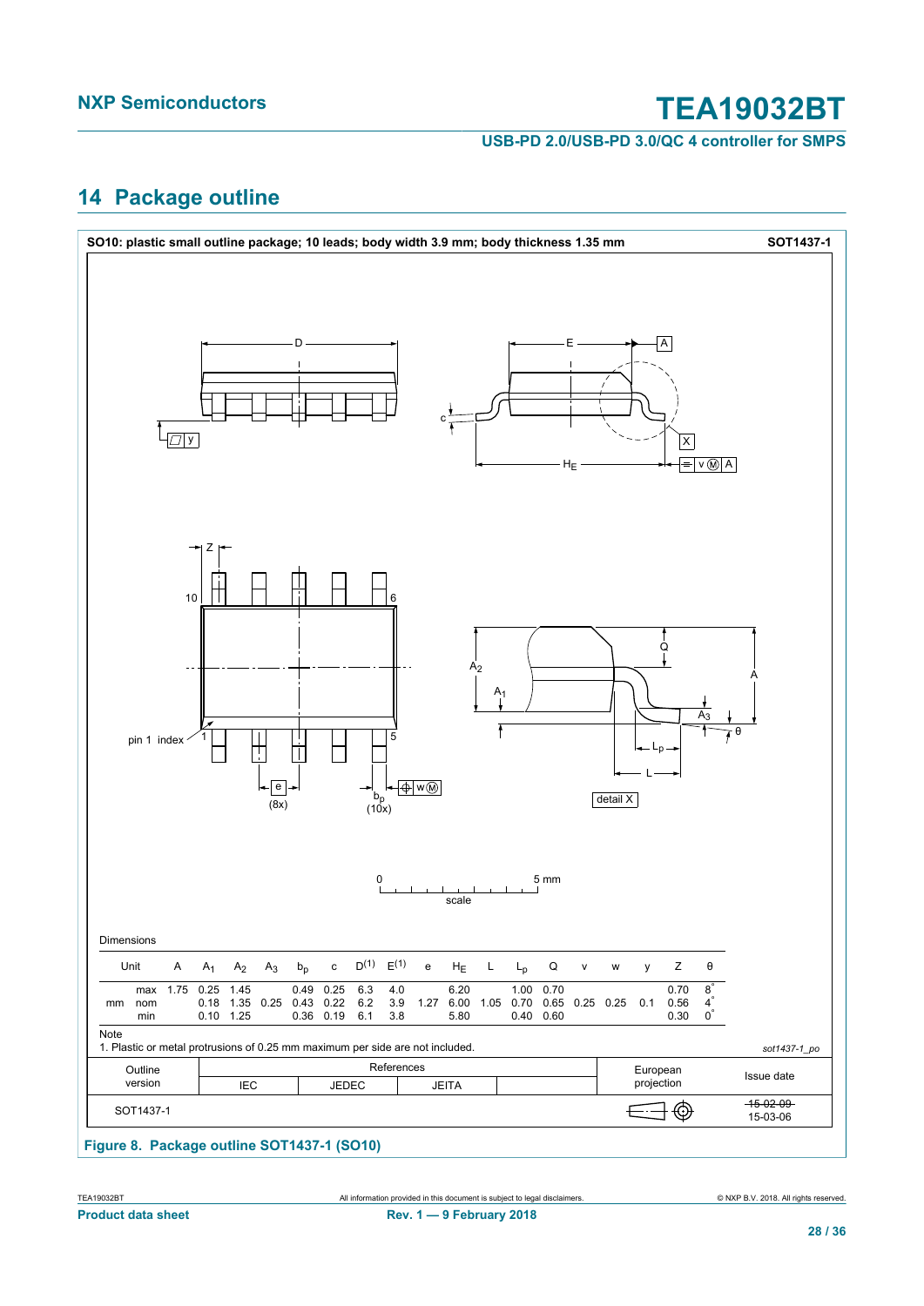## 14 Package outline

**SO10: plastic small outline package; 10 leads; body width 3.9 mm; body thickness 1.35 mm** **SOT1437-1**

Dimensions

| Unit | | A | $A_1$ | $A_2$ | $A_3$ | $b_p$ | c | $D^{(1)}$ | $E^{(1)}$ | e | $H_E$ | L | $L_p$ | Q | v | w | y | Z | θ |
|---|---|---|---|---|---|---|---|---|---|---|---|---|---|---|---|---|---|---|---|
| mm | max | 1.75 | 0.25 | 1.45 | | 0.49 | 0.25 | 6.3 | 4.0 | | 6.20 | | 1.00 | 0.70 | | | | 0.70 | 8° |
| | nom | | 0.18 | 1.35 | 0.25 | 0.43 | 0.22 | 6.2 | 3.9 | 1.27 | 6.00 | 1.05 | 0.70 | 0.65 | 0.25 | 0.25 | 0.1 | 0.56 | 4° |
| | min | | 0.10 | 1.25 | | 0.36 | 0.19 | 6.1 | 3.8 | | 5.80 | | 0.40 | 0.60 | | | | 0.30 | 0° |

Note

1. Plastic or metal protrusions of 0.25 mm maximum per side are not included.

*sof1437-1_po*

| Outline version | References IEC | References JEDEC | References JEITA | | European projection | Issue date |
|---|---|---|---|---|---|---|
| SOT1437-1 | | | | | | ~~15-02-09~~ 15-03-06 |

**Figure 8. Package outline SOT1437-1 (SO10)**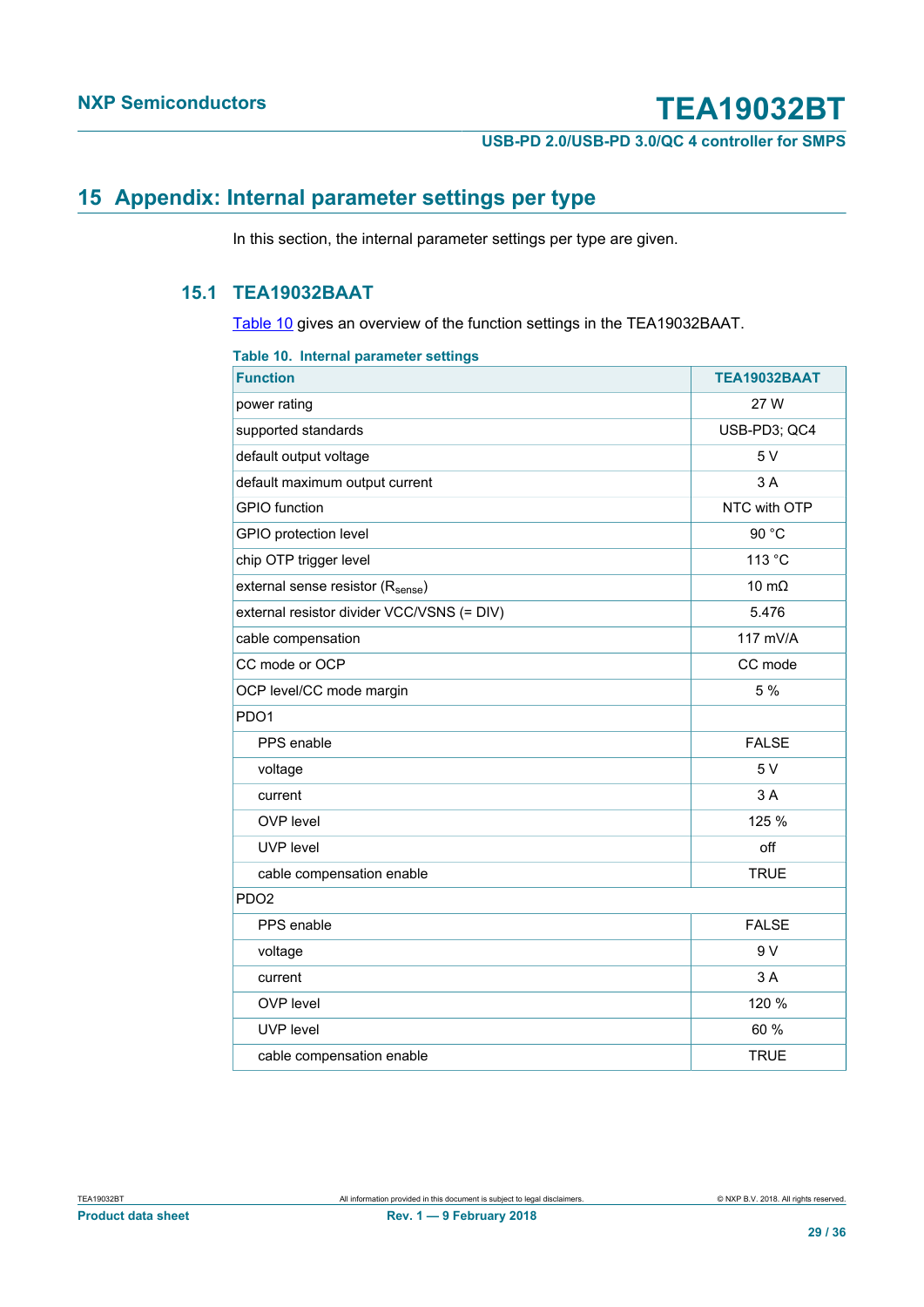# 15 Appendix: Internal parameter settings per type

In this section, the internal parameter settings per type are given.

## 15.1 TEA19032BAAT

Table 10 gives an overview of the function settings in the TEA19032BAAT.

**Table 10. Internal parameter settings**

| Function | TEA19032BAAT |
|---|---|
| power rating | 27 W |
| supported standards | USB-PD3; QC4 |
| default output voltage | 5 V |
| default maximum output current | 3 A |
| GPIO function | NTC with OTP |
| GPIO protection level | 90 °C |
| chip OTP trigger level | 113 °C |
| external sense resistor ($R_{sense}$) | 10 mΩ |
| external resistor divider VCC/VSNS (= DIV) | 5.476 |
| cable compensation | 117 mV/A |
| CC mode or OCP | CC mode |
| OCP level/CC mode margin | 5 % |
| PDO1 | |
| PPS enable | FALSE |
| voltage | 5 V |
| current | 3 A |
| OVP level | 125 % |
| UVP level | off |
| cable compensation enable | TRUE |
| PDO2 | |
| PPS enable | FALSE |
| voltage | 9 V |
| current | 3 A |
| OVP level | 120 % |
| UVP level | 60 % |
| cable compensation enable | TRUE |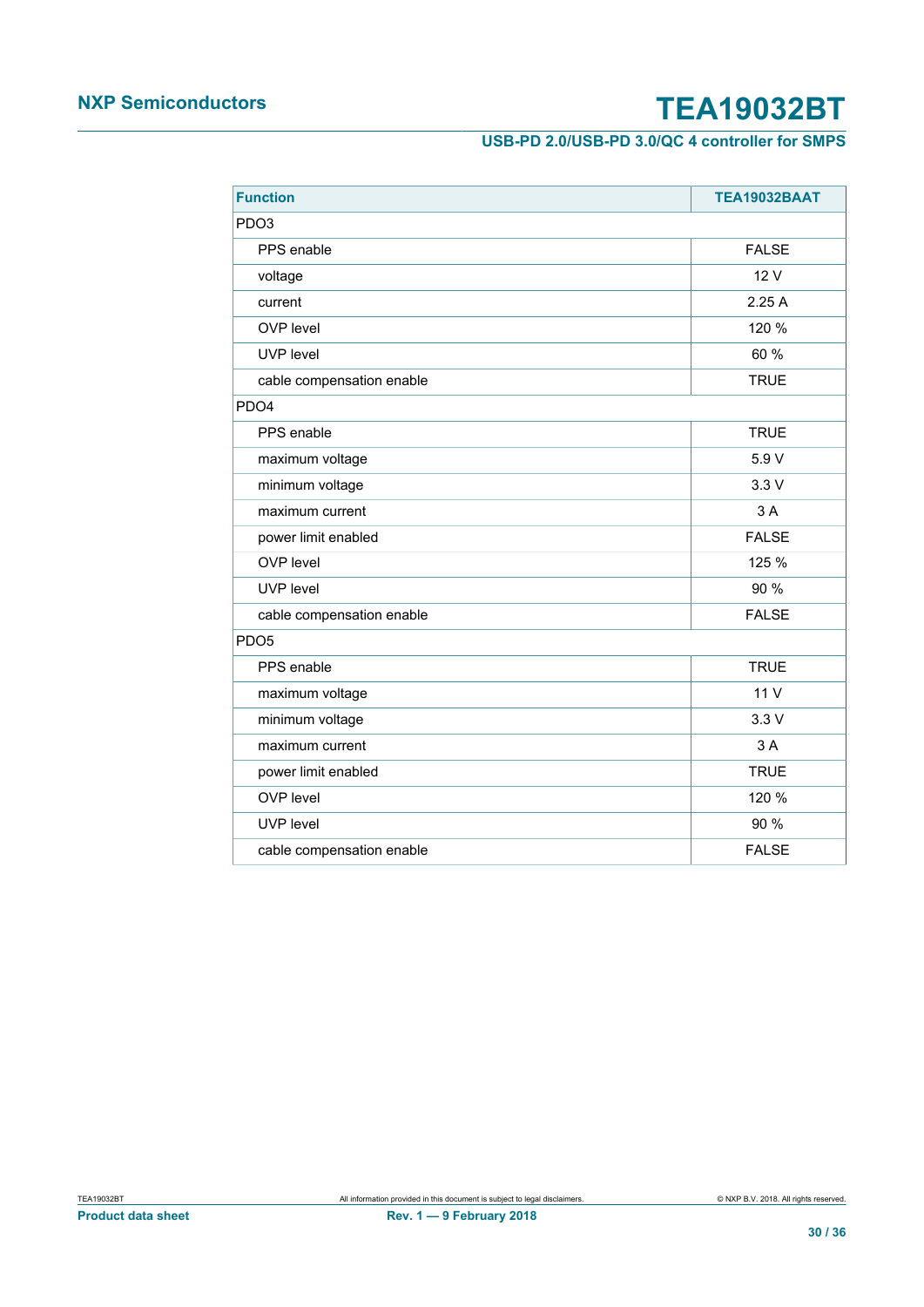| Function | TEA19032BAAT |
| --- | --- |
| PDO3 | |
| PPS enable | FALSE |
| voltage | 12 V |
| current | 2.25 A |
| OVP level | 120 % |
| UVP level | 60 % |
| cable compensation enable | TRUE |
| PDO4 | |
| PPS enable | TRUE |
| maximum voltage | 5.9 V |
| minimum voltage | 3.3 V |
| maximum current | 3 A |
| power limit enabled | FALSE |
| OVP level | 125 % |
| UVP level | 90 % |
| cable compensation enable | FALSE |
| PDO5 | |
| PPS enable | TRUE |
| maximum voltage | 11 V |
| minimum voltage | 3.3 V |
| maximum current | 3 A |
| power limit enabled | TRUE |
| OVP level | 120 % |
| UVP level | 90 % |
| cable compensation enable | FALSE |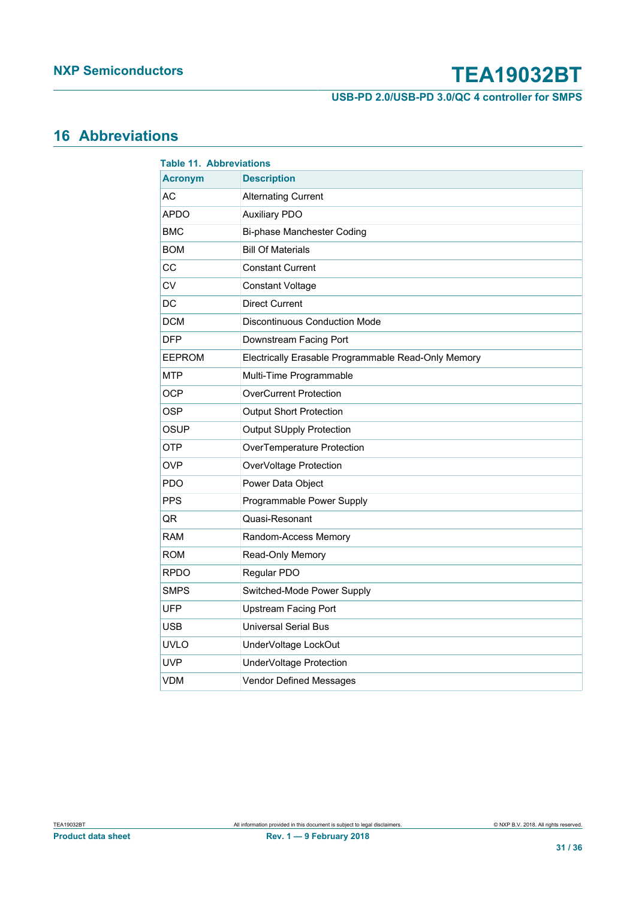## 16 Abbreviations

**Table 11. Abbreviations**

| Acronym | Description |
|---|---|
| AC | Alternating Current |
| APDO | Auxiliary PDO |
| BMC | Bi-phase Manchester Coding |
| BOM | Bill Of Materials |
| CC | Constant Current |
| CV | Constant Voltage |
| DC | Direct Current |
| DCM | Discontinuous Conduction Mode |
| DFP | Downstream Facing Port |
| EEPROM | Electrically Erasable Programmable Read-Only Memory |
| MTP | Multi-Time Programmable |
| OCP | OverCurrent Protection |
| OSP | Output Short Protection |
| OSUP | Output SUpply Protection |
| OTP | OverTemperature Protection |
| OVP | OverVoltage Protection |
| PDO | Power Data Object |
| PPS | Programmable Power Supply |
| QR | Quasi-Resonant |
| RAM | Random-Access Memory |
| ROM | Read-Only Memory |
| RPDO | Regular PDO |
| SMPS | Switched-Mode Power Supply |
| UFP | Upstream Facing Port |
| USB | Universal Serial Bus |
| UVLO | UnderVoltage LockOut |
| UVP | UnderVoltage Protection |
| VDM | Vendor Defined Messages |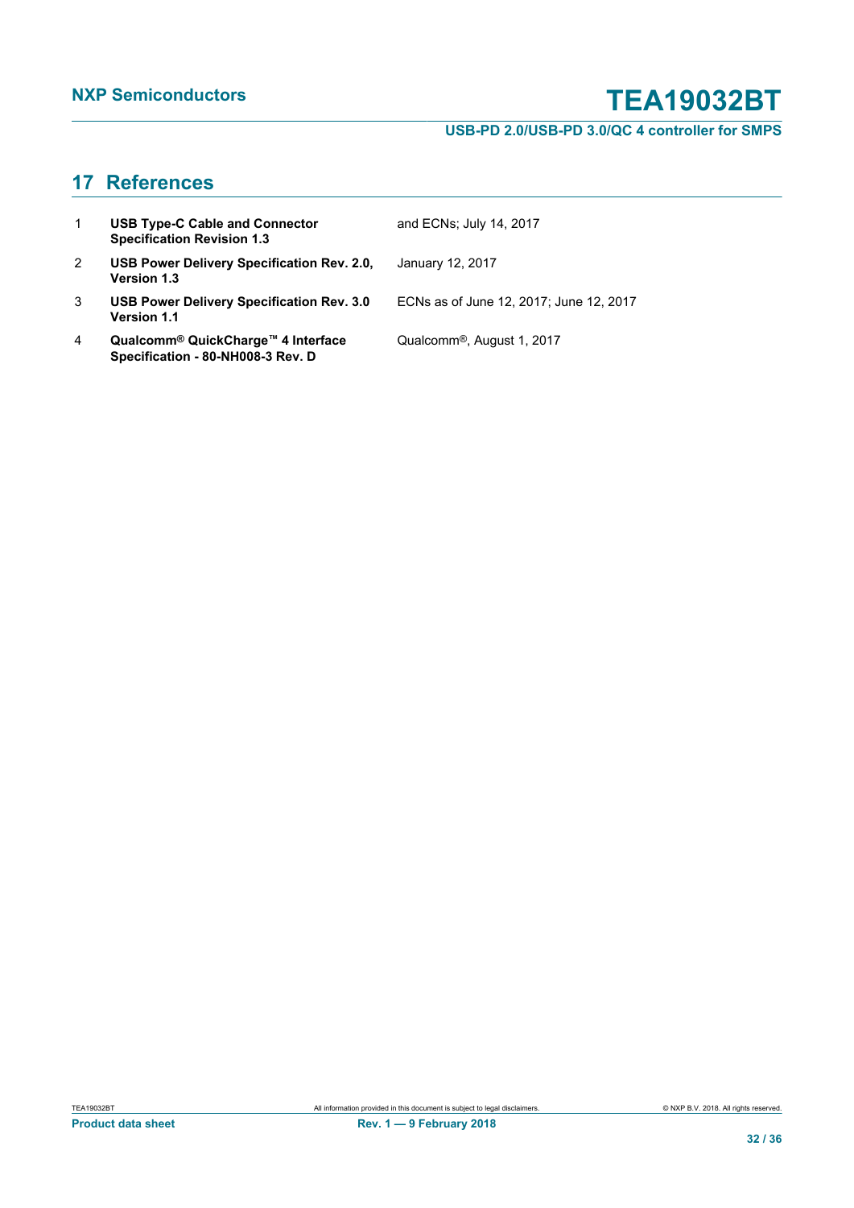## 17 References

| | | |
|---|---|---|
| 1 | **USB Type-C Cable and Connector Specification Revision 1.3** | and ECNs; July 14, 2017 |
| 2 | **USB Power Delivery Specification Rev. 2.0, Version 1.3** | January 12, 2017 |
| 3 | **USB Power Delivery Specification Rev. 3.0 Version 1.1** | ECNs as of June 12, 2017; June 12, 2017 |
| 4 | **Qualcomm® QuickCharge™ 4 Interface Specification - 80-NH008-3 Rev. D** | Qualcomm®, August 1, 2017 |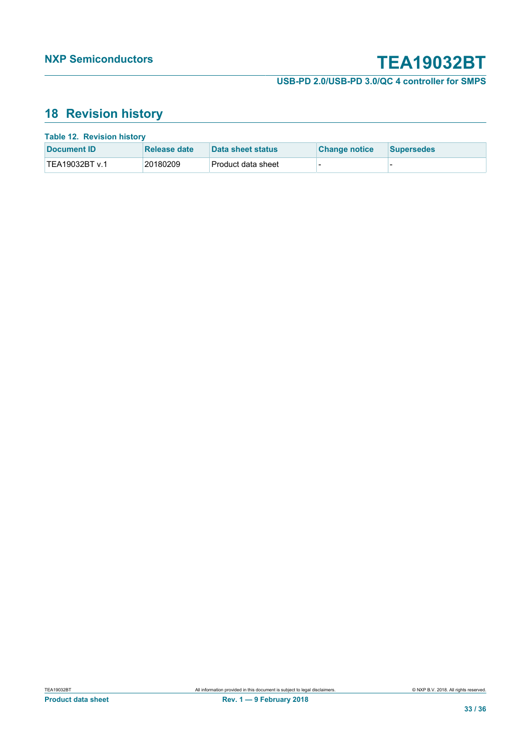## 18 Revision history

**Table 12. Revision history**

| Document ID | Release date | Data sheet status | Change notice | Supersedes |
|---|---|---|---|---|
| TEA19032BT v.1 | 20180209 | Product data sheet | - | - |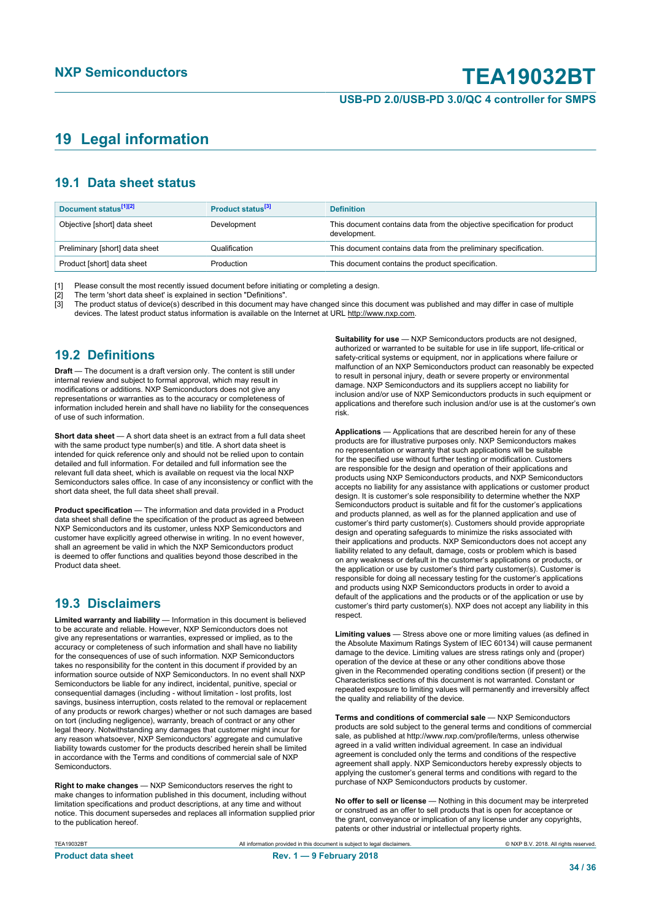## 19 Legal information

### 19.1 Data sheet status

| Document status[1][2] | Product status[3] | Definition |
|---|---|---|
| Objective [short] data sheet | Development | This document contains data from the objective specification for product development. |
| Preliminary [short] data sheet | Qualification | This document contains data from the preliminary specification. |
| Product [short] data sheet | Production | This document contains the product specification. |

[1] Please consult the most recently issued document before initiating or completing a design.
[2] The term 'short data sheet' is explained in section "Definitions".
[3] The product status of device(s) described in this document may have changed since this document was published and may differ in case of multiple devices. The latest product status information is available on the Internet at URL http://www.nxp.com.

### 19.2 Definitions

**Draft** — The document is a draft version only. The content is still under internal review and subject to formal approval, which may result in modifications or additions. NXP Semiconductors does not give any representations or warranties as to the accuracy or completeness of information included herein and shall have no liability for the consequences of use of such information.

**Short data sheet** — A short data sheet is an extract from a full data sheet with the same product type number(s) and title. A short data sheet is intended for quick reference only and should not be relied upon to contain detailed and full information. For detailed and full information see the relevant full data sheet, which is available on request via the local NXP Semiconductors sales office. In case of any inconsistency or conflict with the short data sheet, the full data sheet shall prevail.

**Product specification** — The information and data provided in a Product data sheet shall define the specification of the product as agreed between NXP Semiconductors and its customer, unless NXP Semiconductors and customer have explicitly agreed otherwise in writing. In no event however, shall an agreement be valid in which the NXP Semiconductors product is deemed to offer functions and qualities beyond those described in the Product data sheet.

### 19.3 Disclaimers

**Limited warranty and liability** — Information in this document is believed to be accurate and reliable. However, NXP Semiconductors does not give any representations or warranties, expressed or implied, as to the accuracy or completeness of such information and shall have no liability for the consequences of use of such information. NXP Semiconductors takes no responsibility for the content in this document if provided by an information source outside of NXP Semiconductors. In no event shall NXP Semiconductors be liable for any indirect, incidental, punitive, special or consequential damages (including - without limitation - lost profits, lost savings, business interruption, costs related to the removal or replacement of any products or rework charges) whether or not such damages are based on tort (including negligence), warranty, breach of contract or any other legal theory. Notwithstanding any damages that customer might incur for any reason whatsoever, NXP Semiconductors' aggregate and cumulative liability towards customer for the products described herein shall be limited in accordance with the Terms and conditions of commercial sale of NXP Semiconductors.

**Right to make changes** — NXP Semiconductors reserves the right to make changes to information published in this document, including without limitation specifications and product descriptions, at any time and without notice. This document supersedes and replaces all information supplied prior to the publication hereof.

**Suitability for use** — NXP Semiconductors products are not designed, authorized or warranted to be suitable for use in life support, life-critical or safety-critical systems or equipment, nor in applications where failure or malfunction of an NXP Semiconductors product can reasonably be expected to result in personal injury, death or severe property or environmental damage. NXP Semiconductors and its suppliers accept no liability for inclusion and/or use of NXP Semiconductors products in such equipment or applications and therefore such inclusion and/or use is at the customer's own risk.

**Applications** — Applications that are described herein for any of these products are for illustrative purposes only. NXP Semiconductors makes no representation or warranty that such applications will be suitable for the specified use without further testing or modification. Customers are responsible for the design and operation of their applications and products using NXP Semiconductors products, and NXP Semiconductors accepts no liability for any assistance with applications or customer product design. It is customer's sole responsibility to determine whether the NXP Semiconductors product is suitable and fit for the customer's applications and products planned, as well as for the planned application and use of customer's third party customer(s). Customers should provide appropriate design and operating safeguards to minimize the risks associated with their applications and products. NXP Semiconductors does not accept any liability related to any default, damage, costs or problem which is based on any weakness or default in the customer's applications or products, or the application or use by customer's third party customer(s). Customer is responsible for doing all necessary testing for the customer's applications and products using NXP Semiconductors products in order to avoid a default of the applications and the products or of the application or use by customer's third party customer(s). NXP does not accept any liability in this respect.

**Limiting values** — Stress above one or more limiting values (as defined in the Absolute Maximum Ratings System of IEC 60134) will cause permanent damage to the device. Limiting values are stress ratings only and (proper) operation of the device at these or any other conditions above those given in the Recommended operating conditions section (if present) or the Characteristics sections of this document is not warranted. Constant or repeated exposure to limiting values will permanently and irreversibly affect the quality and reliability of the device.

**Terms and conditions of commercial sale** — NXP Semiconductors products are sold subject to the general terms and conditions of commercial sale, as published at http://www.nxp.com/profile/terms, unless otherwise agreed in a valid written individual agreement. In case an individual agreement is concluded only the terms and conditions of the respective agreement shall apply. NXP Semiconductors hereby expressly objects to applying the customer's general terms and conditions with regard to the purchase of NXP Semiconductors products by customer.

**No offer to sell or license** — Nothing in this document may be interpreted or construed as an offer to sell products that is open for acceptance or the grant, conveyance or implication of any license under any copyrights, patents or other industrial or intellectual property rights.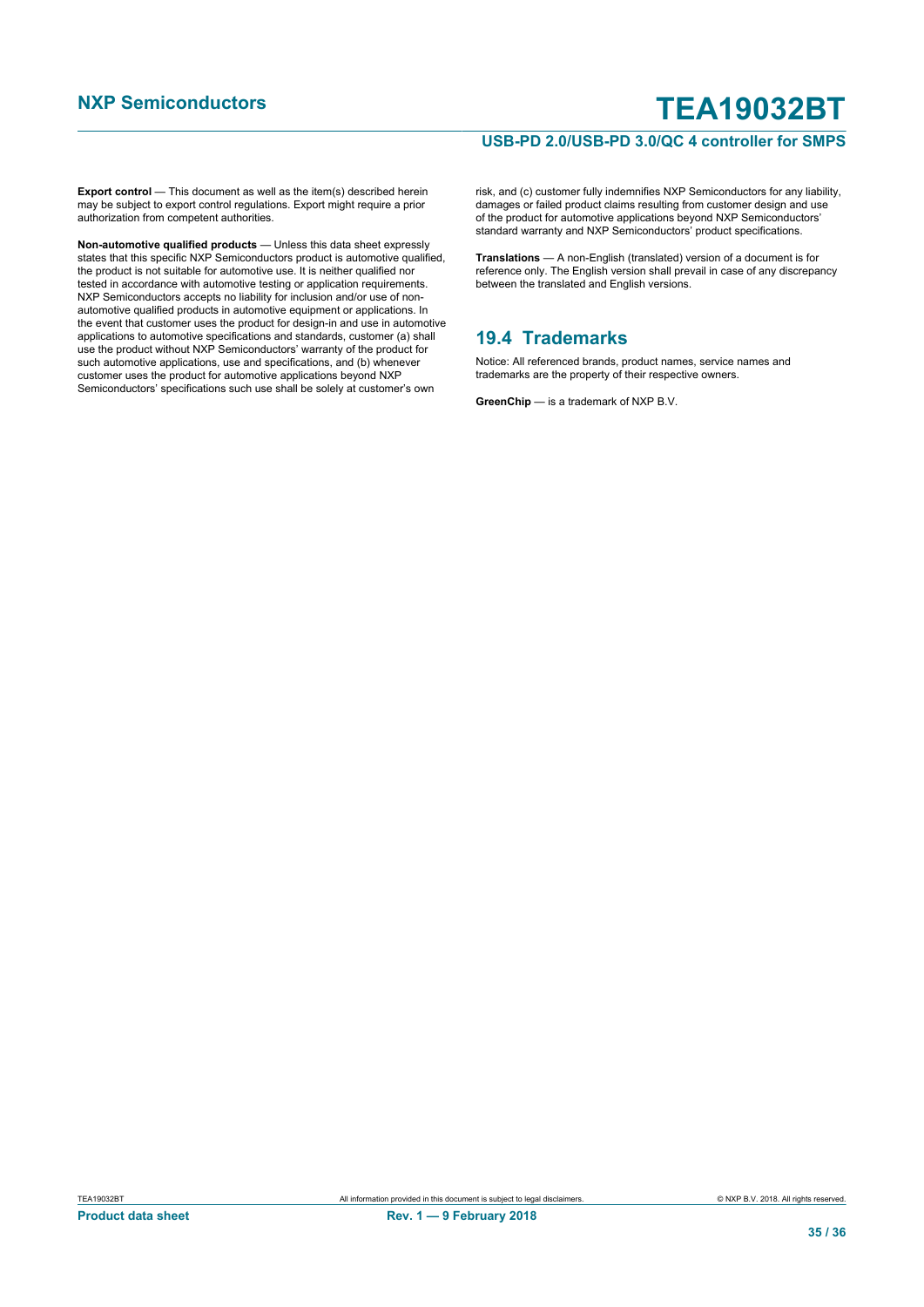**Export control** — This document as well as the item(s) described herein may be subject to export control regulations. Export might require a prior authorization from competent authorities.

**Non-automotive qualified products** — Unless this data sheet expressly states that this specific NXP Semiconductors product is automotive qualified, the product is not suitable for automotive use. It is neither qualified nor tested in accordance with automotive testing or application requirements. NXP Semiconductors accepts no liability for inclusion and/or use of non-automotive qualified products in automotive equipment or applications. In the event that customer uses the product for design-in and use in automotive applications to automotive specifications and standards, customer (a) shall use the product without NXP Semiconductors' warranty of the product for such automotive applications, use and specifications, and (b) whenever customer uses the product for automotive applications beyond NXP Semiconductors' specifications such use shall be solely at customer's own risk, and (c) customer fully indemnifies NXP Semiconductors for any liability, damages or failed product claims resulting from customer design and use of the product for automotive applications beyond NXP Semiconductors' standard warranty and NXP Semiconductors' product specifications.

**Translations** — A non-English (translated) version of a document is for reference only. The English version shall prevail in case of any discrepancy between the translated and English versions.

## 19.4 Trademarks

Notice: All referenced brands, product names, service names and trademarks are the property of their respective owners.

**GreenChip** — is a trademark of NXP B.V.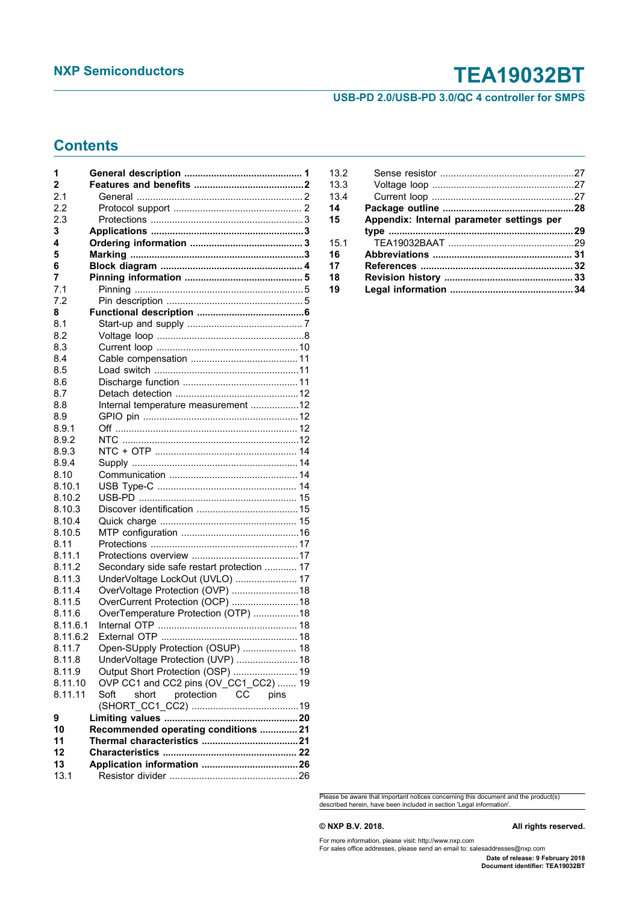## Contents

| | | |
|---|---|---|
| **1** | **General description** | **1** |
| **2** | **Features and benefits** | **2** |
| 2.1 | General | 2 |
| 2.2 | Protocol support | 2 |
| 2.3 | Protections | 3 |
| **3** | **Applications** | **3** |
| **4** | **Ordering information** | **3** |
| **5** | **Marking** | **3** |
| **6** | **Block diagram** | **4** |
| **7** | **Pinning information** | **5** |
| 7.1 | Pinning | 5 |
| 7.2 | Pin description | 5 |
| **8** | **Functional description** | **6** |
| 8.1 | Start-up and supply | 7 |
| 8.2 | Voltage loop | 8 |
| 8.3 | Current loop | 10 |
| 8.4 | Cable compensation | 11 |
| 8.5 | Load switch | 11 |
| 8.6 | Discharge function | 11 |
| 8.7 | Detach detection | 12 |
| 8.8 | Internal temperature measurement | 12 |
| 8.9 | GPIO pin | 12 |
| 8.9.1 | Off | 12 |
| 8.9.2 | NTC | 12 |
| 8.9.3 | NTC + OTP | 14 |
| 8.9.4 | Supply | 14 |
| 8.10 | Communication | 14 |
| 8.10.1 | USB Type-C | 14 |
| 8.10.2 | USB-PD | 15 |
| 8.10.3 | Discover identification | 15 |
| 8.10.4 | Quick charge | 15 |
| 8.10.5 | MTP configuration | 16 |
| 8.11 | Protections | 17 |
| 8.11.1 | Protections overview | 17 |
| 8.11.2 | Secondary side safe restart protection | 17 |
| 8.11.3 | UnderVoltage LockOut (UVLO) | 17 |
| 8.11.4 | OverVoltage Protection (OVP) | 18 |
| 8.11.5 | OverCurrent Protection (OCP) | 18 |
| 8.11.6 | OverTemperature Protection (OTP) | 18 |
| 8.11.6.1 | Internal OTP | 18 |
| 8.11.6.2 | External OTP | 18 |
| 8.11.7 | Open-SUpply Protection (OSUP) | 18 |
| 8.11.8 | UnderVoltage Protection (UVP) | 18 |
| 8.11.9 | Output Short Protection (OSP) | 19 |
| 8.11.10 | OVP CC1 and CC2 pins (OV_CC1_CC2) | 19 |
| 8.11.11 | Soft short protection CC pins (SHORT_CC1_CC2) | 19 |
| **9** | **Limiting values** | **20** |
| **10** | **Recommended operating conditions** | **21** |
| **11** | **Thermal characteristics** | **21** |
| **12** | **Characteristics** | **22** |
| **13** | **Application information** | **26** |
| 13.1 | Resistor divider | 26 |
| 13.2 | Sense resistor | 27 |
| 13.3 | Voltage loop | 27 |
| 13.4 | Current loop | 27 |
| **14** | **Package outline** | **28** |
| **15** | **Appendix: Internal parameter settings per type** | **29** |
| 15.1 | TEA19032BAAT | 29 |
| **16** | **Abbreviations** | **31** |
| **17** | **References** | **32** |
| **18** | **Revision history** | **33** |
| **19** | **Legal information** | **34** |

Please be aware that important notices concerning this document and the product(s) described herein, have been included in section 'Legal information'.

**© NXP B.V. 2018. All rights reserved.**

For more information, please visit: http://www.nxp.com
For sales office addresses, please send an email to: salesaddresses@nxp.com

**Date of release: 9 February 2018**
**Document identifier: TEA19032BT**